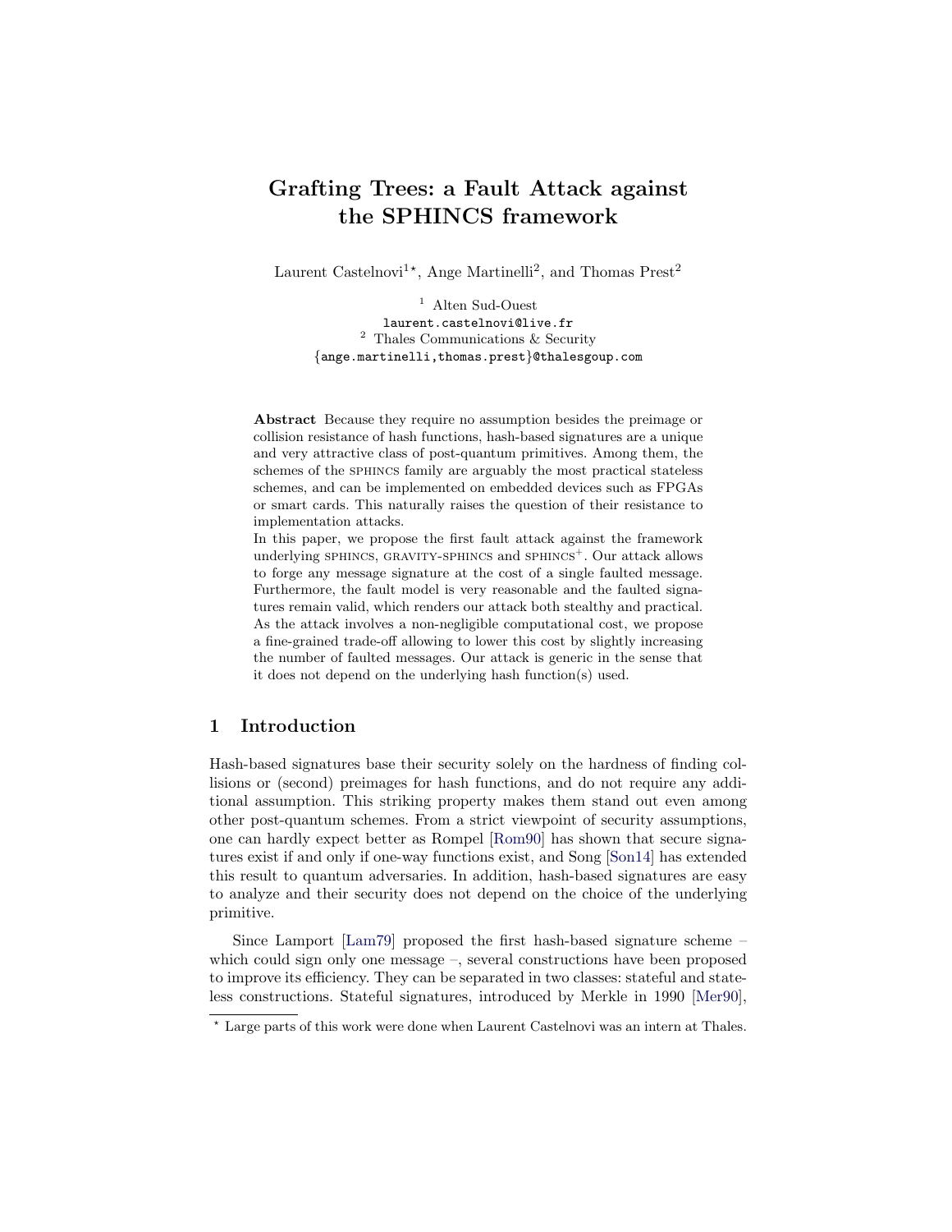# Grafting Trees: a Fault Attack against the SPHINCS framework

Laurent Castelnovi[1⋆], Ange Martinelli[2], and Thomas Prest[2]

[1] Alten Sud-Ouest
laurent.castelnovi@live.fr
[2] Thales Communications & Security
{ange.martinelli,thomas.prest}@thalesgoup.com

**Abstract** Because they require no assumption besides the preimage or collision resistance of hash functions, hash-based signatures are a unique and very attractive class of post-quantum primitives. Among them, the schemes of the SPHINCS family are arguably the most practical stateless schemes, and can be implemented on embedded devices such as FPGAs or smart cards. This naturally raises the question of their resistance to implementation attacks.

In this paper, we propose the first fault attack against the framework underlying SPHINCS, GRAVITY-SPHINCS and SPHINCS$^+$. Our attack allows to forge any message signature at the cost of a single faulted message. Furthermore, the fault model is very reasonable and the faulted signatures remain valid, which renders our attack both stealthy and practical. As the attack involves a non-negligible computational cost, we propose a fine-grained trade-off allowing to lower this cost by slightly increasing the number of faulted messages. Our attack is generic in the sense that it does not depend on the underlying hash function(s) used.

## 1 Introduction

Hash-based signatures base their security solely on the hardness of finding collisions or (second) preimages for hash functions, and do not require any additional assumption. This striking property makes them stand out even among other post-quantum schemes. From a strict viewpoint of security assumptions, one can hardly expect better as Rompel [Rom90] has shown that secure signatures exist if and only if one-way functions exist, and Song [Son14] has extended this result to quantum adversaries. In addition, hash-based signatures are easy to analyze and their security does not depend on the choice of the underlying primitive.

Since Lamport [Lam79] proposed the first hash-based signature scheme – which could sign only one message –, several constructions have been proposed to improve its efficiency. They can be separated in two classes: stateful and stateless constructions. Stateful signatures, introduced by Merkle in 1990 [Mer90],

⋆ Large parts of this work were done when Laurent Castelnovi was an intern at Thales.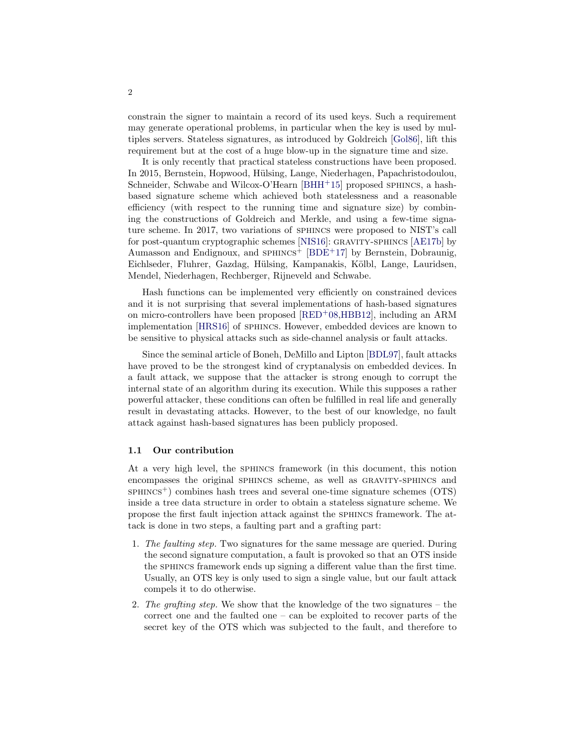constrain the signer to maintain a record of its used keys. Such a requirement may generate operational problems, in particular when the key is used by multiples servers. Stateless signatures, as introduced by Goldreich [Gol86], lift this requirement but at the cost of a huge blow-up in the signature time and size.

It is only recently that practical stateless constructions have been proposed. In 2015, Bernstein, Hopwood, Hülsing, Lange, Niederhagen, Papachristodoulou, Schneider, Schwabe and Wilcox-O'Hearn [BHH+15] proposed SPHINCS, a hash-based signature scheme which achieved both statelessness and a reasonable efficiency (with respect to the running time and signature size) by combining the constructions of Goldreich and Merkle, and using a few-time signature scheme. In 2017, two variations of SPHINCS were proposed to NIST's call for post-quantum cryptographic schemes [NIS16]: GRAVITY-SPHINCS [AE17b] by Aumasson and Endignoux, and SPHINCS+ [BDE+17] by Bernstein, Dobraunig, Eichlseder, Fluhrer, Gazdag, Hülsing, Kampanakis, Kölbl, Lange, Lauridsen, Mendel, Niederhagen, Rechberger, Rijneveld and Schwabe.

Hash functions can be implemented very efficiently on constrained devices and it is not surprising that several implementations of hash-based signatures on micro-controllers have been proposed [RED+08,HBB12], including an ARM implementation [HRS16] of SPHINCS. However, embedded devices are known to be sensitive to physical attacks such as side-channel analysis or fault attacks.

Since the seminal article of Boneh, DeMillo and Lipton [BDL97], fault attacks have proved to be the strongest kind of cryptanalysis on embedded devices. In a fault attack, we suppose that the attacker is strong enough to corrupt the internal state of an algorithm during its execution. While this supposes a rather powerful attacker, these conditions can often be fulfilled in real life and generally result in devastating attacks. However, to the best of our knowledge, no fault attack against hash-based signatures has been publicly proposed.

### 1.1 Our contribution

At a very high level, the SPHINCS framework (in this document, this notion encompasses the original SPHINCS scheme, as well as GRAVITY-SPHINCS and SPHINCS+) combines hash trees and several one-time signature schemes (OTS) inside a tree data structure in order to obtain a stateless signature scheme. We propose the first fault injection attack against the SPHINCS framework. The attack is done in two steps, a faulting part and a grafting part:

1. *The faulting step.* Two signatures for the same message are queried. During the second signature computation, a fault is provoked so that an OTS inside the SPHINCS framework ends up signing a different value than the first time. Usually, an OTS key is only used to sign a single value, but our fault attack compels it to do otherwise.
2. *The grafting step.* We show that the knowledge of the two signatures – the correct one and the faulted one – can be exploited to recover parts of the secret key of the OTS which was subjected to the fault, and therefore to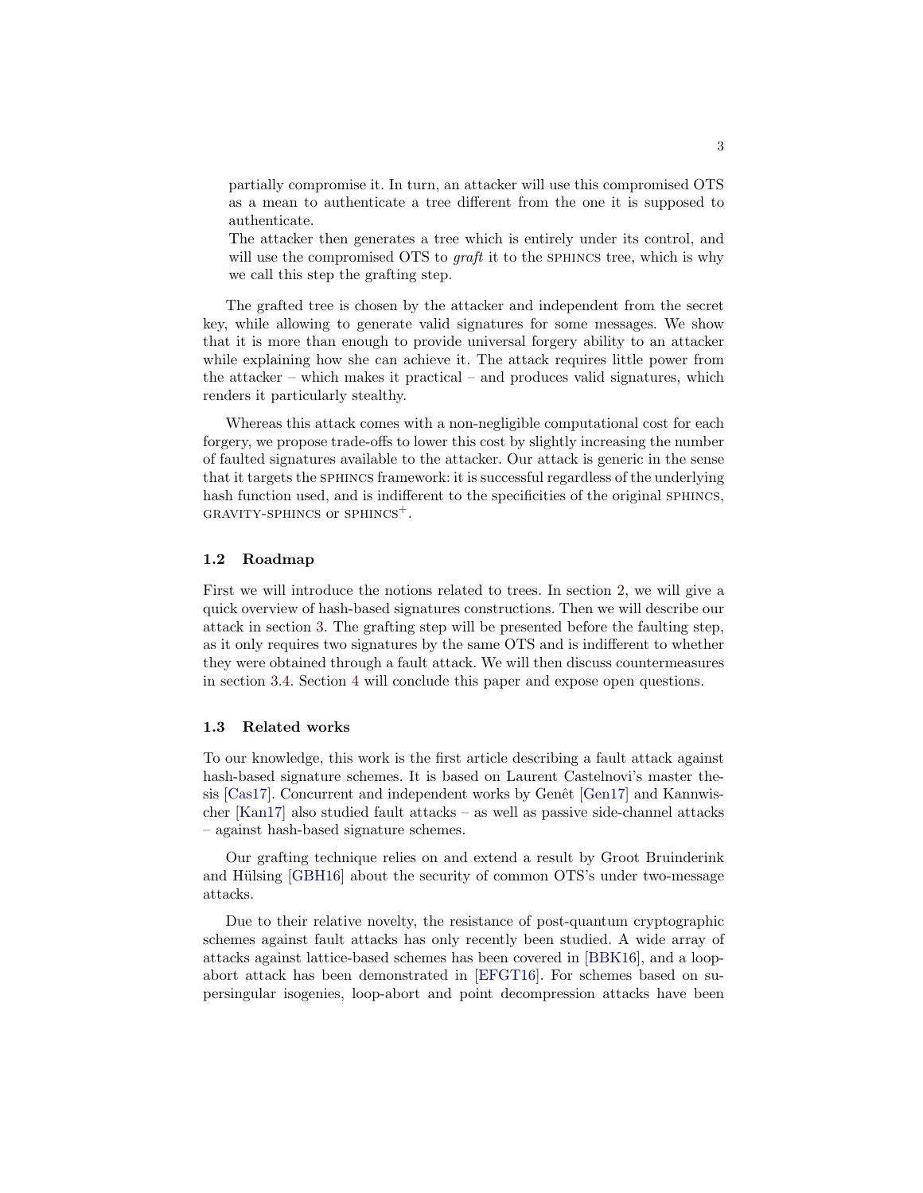partially compromise it. In turn, an attacker will use this compromised OTS as a mean to authenticate a tree different from the one it is supposed to authenticate.
The attacker then generates a tree which is entirely under its control, and will use the compromised OTS to *graft* it to the SPHINCS tree, which is why we call this step the grafting step.

The grafted tree is chosen by the attacker and independent from the secret key, while allowing to generate valid signatures for some messages. We show that it is more than enough to provide universal forgery ability to an attacker while explaining how she can achieve it. The attack requires little power from the attacker – which makes it practical – and produces valid signatures, which renders it particularly stealthy.

Whereas this attack comes with a non-negligible computational cost for each forgery, we propose trade-offs to lower this cost by slightly increasing the number of faulted signatures available to the attacker. Our attack is generic in the sense that it targets the SPHINCS framework: it is successful regardless of the underlying hash function used, and is indifferent to the specificities of the original SPHINCS, GRAVITY-SPHINCS or SPHINCS$^+$.

### 1.2 Roadmap

First we will introduce the notions related to trees. In section 2, we will give a quick overview of hash-based signatures constructions. Then we will describe our attack in section 3. The grafting step will be presented before the faulting step, as it only requires two signatures by the same OTS and is indifferent to whether they were obtained through a fault attack. We will then discuss countermeasures in section 3.4. Section 4 will conclude this paper and expose open questions.

### 1.3 Related works

To our knowledge, this work is the first article describing a fault attack against hash-based signature schemes. It is based on Laurent Castelnovi's master thesis [Cas17]. Concurrent and independent works by Genêt [Gen17] and Kannwischer [Kan17] also studied fault attacks – as well as passive side-channel attacks – against hash-based signature schemes.

Our grafting technique relies on and extend a result by Groot Bruinderink and Hülsing [GBH16] about the security of common OTS's under two-message attacks.

Due to their relative novelty, the resistance of post-quantum cryptographic schemes against fault attacks has only recently been studied. A wide array of attacks against lattice-based schemes has been covered in [BBK16], and a loop-abort attack has been demonstrated in [EFGT16]. For schemes based on supersingular isogenies, loop-abort and point decompression attacks have been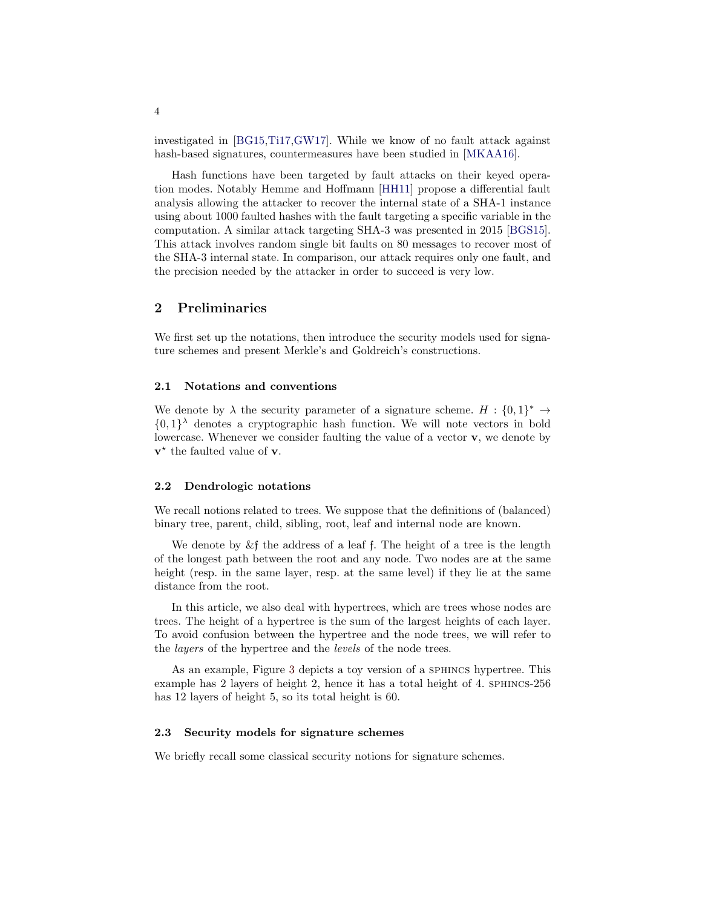investigated in [BG15,Ti17,GW17]. While we know of no fault attack against hash-based signatures, countermeasures have been studied in [MKAA16].

Hash functions have been targeted by fault attacks on their keyed operation modes. Notably Hemme and Hoffmann [HH11] propose a differential fault analysis allowing the attacker to recover the internal state of a SHA-1 instance using about 1000 faulted hashes with the fault targeting a specific variable in the computation. A similar attack targeting SHA-3 was presented in 2015 [BGS15]. This attack involves random single bit faults on 80 messages to recover most of the SHA-3 internal state. In comparison, our attack requires only one fault, and the precision needed by the attacker in order to succeed is very low.

## 2 Preliminaries

We first set up the notations, then introduce the security models used for signature schemes and present Merkle's and Goldreich's constructions.

### 2.1 Notations and conventions

We denote by $\lambda$ the security parameter of a signature scheme. $H : \{0,1\}^* \to \{0,1\}^\lambda$ denotes a cryptographic hash function. We will note vectors in bold lowercase. Whenever we consider faulting the value of a vector $\mathbf{v}$, we denote by $\mathbf{v}^\star$ the faulted value of $\mathbf{v}$.

### 2.2 Dendrologic notations

We recall notions related to trees. We suppose that the definitions of (balanced) binary tree, parent, child, sibling, root, leaf and internal node are known.

We denote by $\&\mathfrak{f}$ the address of a leaf $\mathfrak{f}$. The height of a tree is the length of the longest path between the root and any node. Two nodes are at the same height (resp. in the same layer, resp. at the same level) if they lie at the same distance from the root.

In this article, we also deal with hypertrees, which are trees whose nodes are trees. The height of a hypertree is the sum of the largest heights of each layer. To avoid confusion between the hypertree and the node trees, we will refer to the *layers* of the hypertree and the *levels* of the node trees.

As an example, Figure 3 depicts a toy version of a SPHINCS hypertree. This example has 2 layers of height 2, hence it has a total height of 4. SPHINCS-256 has 12 layers of height 5, so its total height is 60.

### 2.3 Security models for signature schemes

We briefly recall some classical security notions for signature schemes.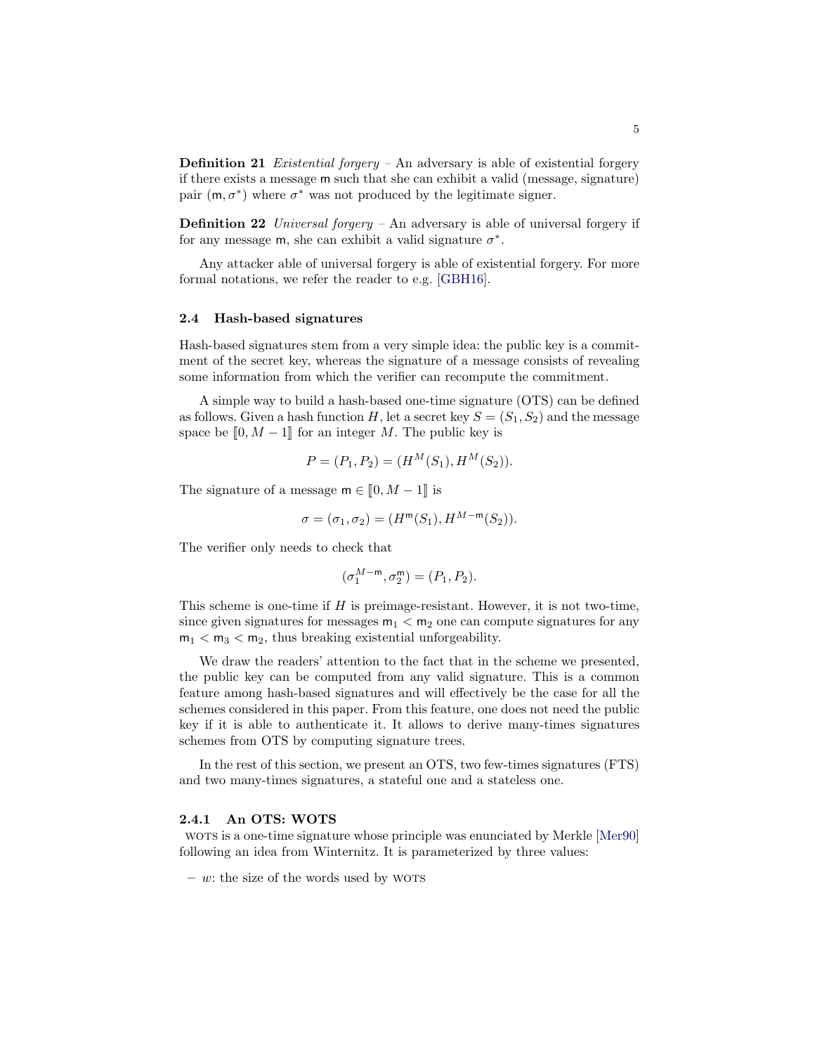**Definition 21** *Existential forgery* – An adversary is able of existential forgery if there exists a message $\mathsf{m}$ such that she can exhibit a valid (message, signature) pair $(\mathsf{m}, \sigma^*)$ where $\sigma^*$ was not produced by the legitimate signer.

**Definition 22** *Universal forgery* – An adversary is able of universal forgery if for any message $\mathsf{m}$, she can exhibit a valid signature $\sigma^*$.

Any attacker able of universal forgery is able of existential forgery. For more formal notations, we refer the reader to e.g. [GBH16].

### 2.4 Hash-based signatures

Hash-based signatures stem from a very simple idea: the public key is a commitment of the secret key, whereas the signature of a message consists of revealing some information from which the verifier can recompute the commitment.

A simple way to build a hash-based one-time signature (OTS) can be defined as follows. Given a hash function $H$, let a secret key $S = (S_1, S_2)$ and the message space be $[\![0, M-1]\!]$ for an integer $M$. The public key is

$$P = (P_1, P_2) = (H^M(S_1), H^M(S_2)).$$

The signature of a message $\mathsf{m} \in [\![0, M-1]\!]$ is

$$\sigma = (\sigma_1, \sigma_2) = (H^{\mathsf{m}}(S_1), H^{M-\mathsf{m}}(S_2)).$$

The verifier only needs to check that

$$(\sigma_1^{M-\mathsf{m}}, \sigma_2^{\mathsf{m}}) = (P_1, P_2).$$

This scheme is one-time if $H$ is preimage-resistant. However, it is not two-time, since given signatures for messages $\mathsf{m}_1 < \mathsf{m}_2$ one can compute signatures for any $\mathsf{m}_1 < \mathsf{m}_3 < \mathsf{m}_2$, thus breaking existential unforgeability.

We draw the readers' attention to the fact that in the scheme we presented, the public key can be computed from any valid signature. This is a common feature among hash-based signatures and will effectively be the case for all the schemes considered in this paper. From this feature, one does not need the public key if it is able to authenticate it. It allows to derive many-times signatures schemes from OTS by computing signature trees.

In the rest of this section, we present an OTS, two few-times signatures (FTS) and two many-times signatures, a stateful one and a stateless one.

#### 2.4.1 An OTS: WOTS

WOTS is a one-time signature whose principle was enunciated by Merkle [Mer90] following an idea from Winternitz. It is parameterized by three values:

- $w$: the size of the words used by WOTS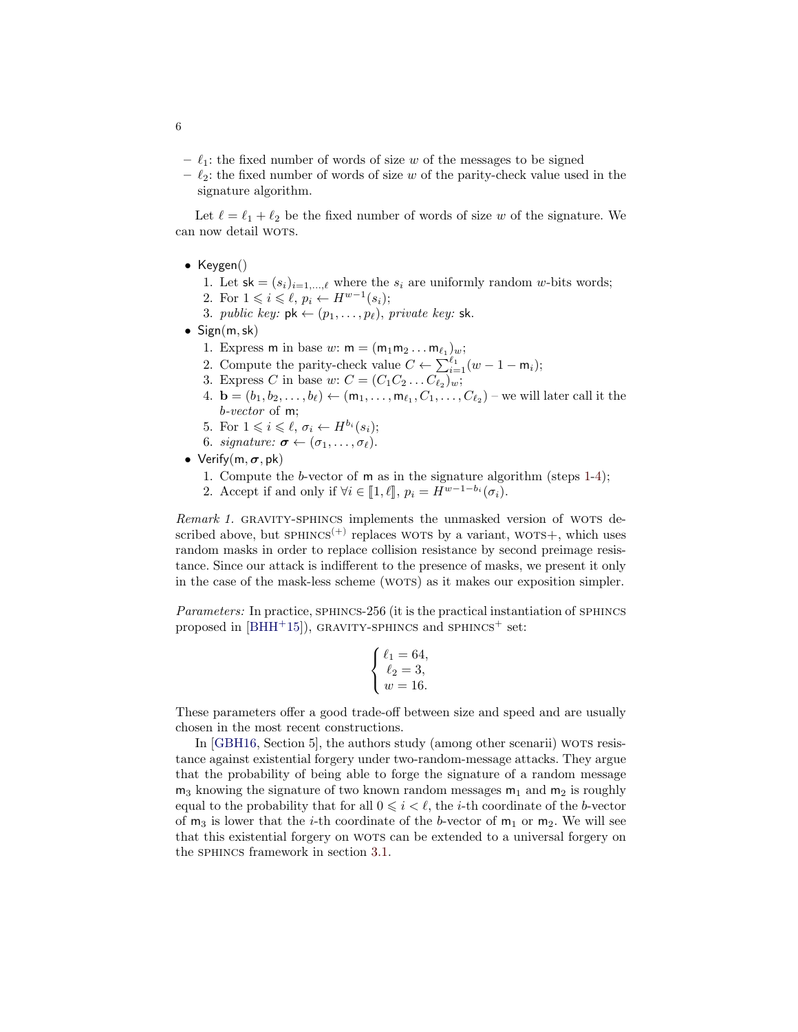– $\ell_1$: the fixed number of words of size $w$ of the messages to be signed
– $\ell_2$: the fixed number of words of size $w$ of the parity-check value used in the signature algorithm.

Let $\ell = \ell_1 + \ell_2$ be the fixed number of words of size $w$ of the signature. We can now detail WOTS.

- Keygen()
  1. Let $\mathsf{sk} = (s_i)_{i=1,\dots,\ell}$ where the $s_i$ are uniformly random $w$-bits words;
  2. For $1 \leqslant i \leqslant \ell$, $p_i \leftarrow H^{w-1}(s_i)$;
  3. *public key:* $\mathsf{pk} \leftarrow (p_1, \dots, p_\ell)$, *private key:* $\mathsf{sk}$.
- Sign(m, sk)
  1. Express m in base $w$: $\mathsf{m} = (\mathsf{m}_1 \mathsf{m}_2 \dots \mathsf{m}_{\ell_1})_w$;
  2. Compute the parity-check value $C \leftarrow \sum_{i=1}^{\ell_1} (w - 1 - \mathsf{m}_i)$;
  3. Express $C$ in base $w$: $C = (C_1 C_2 \dots C_{\ell_2})_w$;
  4. $\mathbf{b} = (b_1, b_2, \dots, b_\ell) \leftarrow (\mathsf{m}_1, \dots, \mathsf{m}_{\ell_1}, C_1, \dots, C_{\ell_2})$ – we will later call it the *b-vector* of m;
  5. For $1 \leqslant i \leqslant \ell$, $\sigma_i \leftarrow H^{b_i}(s_i)$;
  6. *signature:* $\boldsymbol{\sigma} \leftarrow (\sigma_1, \dots, \sigma_\ell)$.
- Verify(m, $\boldsymbol{\sigma}$, pk)
  1. Compute the $b$-vector of m as in the signature algorithm (steps 1-4);
  2. Accept if and only if $\forall i \in [\![1, \ell]\!]$, $p_i = H^{w-1-b_i}(\sigma_i)$.

*Remark 1.* GRAVITY-SPHINCS implements the unmasked version of WOTS described above, but SPHINCS$^{(+)}$ replaces WOTS by a variant, WOTS+, which uses random masks in order to replace collision resistance by second preimage resistance. Since our attack is indifferent to the presence of masks, we present it only in the case of the mask-less scheme (WOTS) as it makes our exposition simpler.

*Parameters:* In practice, SPHINCS-256 (it is the practical instantiation of SPHINCS proposed in [BHH+15]), GRAVITY-SPHINCS and SPHINCS$^+$ set:

$$\begin{cases} \ell_1 = 64, \\ \ell_2 = 3, \\ w = 16. \end{cases}$$

These parameters offer a good trade-off between size and speed and are usually chosen in the most recent constructions.

In [GBH16, Section 5], the authors study (among other scenarii) WOTS resistance against existential forgery under two-random-message attacks. They argue that the probability of being able to forge the signature of a random message $\mathsf{m}_3$ knowing the signature of two known random messages $\mathsf{m}_1$ and $\mathsf{m}_2$ is roughly equal to the probability that for all $0 \leqslant i < \ell$, the $i$-th coordinate of the $b$-vector of $\mathsf{m}_3$ is lower that the $i$-th coordinate of the $b$-vector of $\mathsf{m}_1$ or $\mathsf{m}_2$. We will see that this existential forgery on WOTS can be extended to a universal forgery on the SPHINCS framework in section 3.1.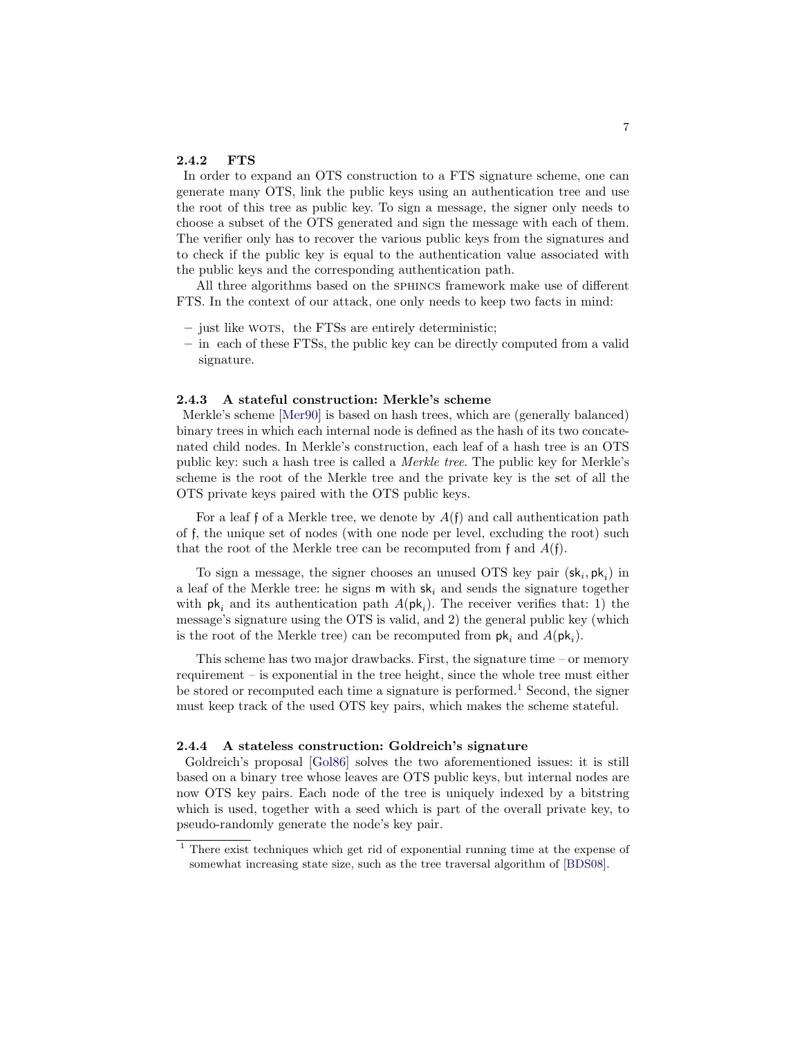#### 2.4.2 FTS

In order to expand an OTS construction to a FTS signature scheme, one can generate many OTS, link the public keys using an authentication tree and use the root of this tree as public key. To sign a message, the signer only needs to choose a subset of the OTS generated and sign the message with each of them. The verifier only has to recover the various public keys from the signatures and to check if the public key is equal to the authentication value associated with the public keys and the corresponding authentication path.

All three algorithms based on the SPHINCS framework make use of different FTS. In the context of our attack, one only needs to keep two facts in mind:

– just like WOTS, the FTSs are entirely deterministic;
– in each of these FTSs, the public key can be directly computed from a valid signature.

#### 2.4.3 A stateful construction: Merkle's scheme

Merkle's scheme [Mer90] is based on hash trees, which are (generally balanced) binary trees in which each internal node is defined as the hash of its two concatenated child nodes. In Merkle's construction, each leaf of a hash tree is an OTS public key: such a hash tree is called a *Merkle tree*. The public key for Merkle's scheme is the root of the Merkle tree and the private key is the set of all the OTS private keys paired with the OTS public keys.

For a leaf $\mathfrak{f}$ of a Merkle tree, we denote by $A(\mathfrak{f})$ and call authentication path of $\mathfrak{f}$, the unique set of nodes (with one node per level, excluding the root) such that the root of the Merkle tree can be recomputed from $\mathfrak{f}$ and $A(\mathfrak{f})$.

To sign a message, the signer chooses an unused OTS key pair $(\mathsf{sk}_i, \mathsf{pk}_i)$ in a leaf of the Merkle tree: he signs $\mathsf{m}$ with $\mathsf{sk}_i$ and sends the signature together with $\mathsf{pk}_i$ and its authentication path $A(\mathsf{pk}_i)$. The receiver verifies that: 1) the message's signature using the OTS is valid, and 2) the general public key (which is the root of the Merkle tree) can be recomputed from $\mathsf{pk}_i$ and $A(\mathsf{pk}_i)$.

This scheme has two major drawbacks. First, the signature time – or memory requirement – is exponential in the tree height, since the whole tree must either be stored or recomputed each time a signature is performed.[1] Second, the signer must keep track of the used OTS key pairs, which makes the scheme stateful.

#### 2.4.4 A stateless construction: Goldreich's signature

Goldreich's proposal [Gol86] solves the two aforementioned issues: it is still based on a binary tree whose leaves are OTS public keys, but internal nodes are now OTS key pairs. Each node of the tree is uniquely indexed by a bitstring which is used, together with a seed which is part of the overall private key, to pseudo-randomly generate the node's key pair.

[1] There exist techniques which get rid of exponential running time at the expense of somewhat increasing state size, such as the tree traversal algorithm of [BDS08].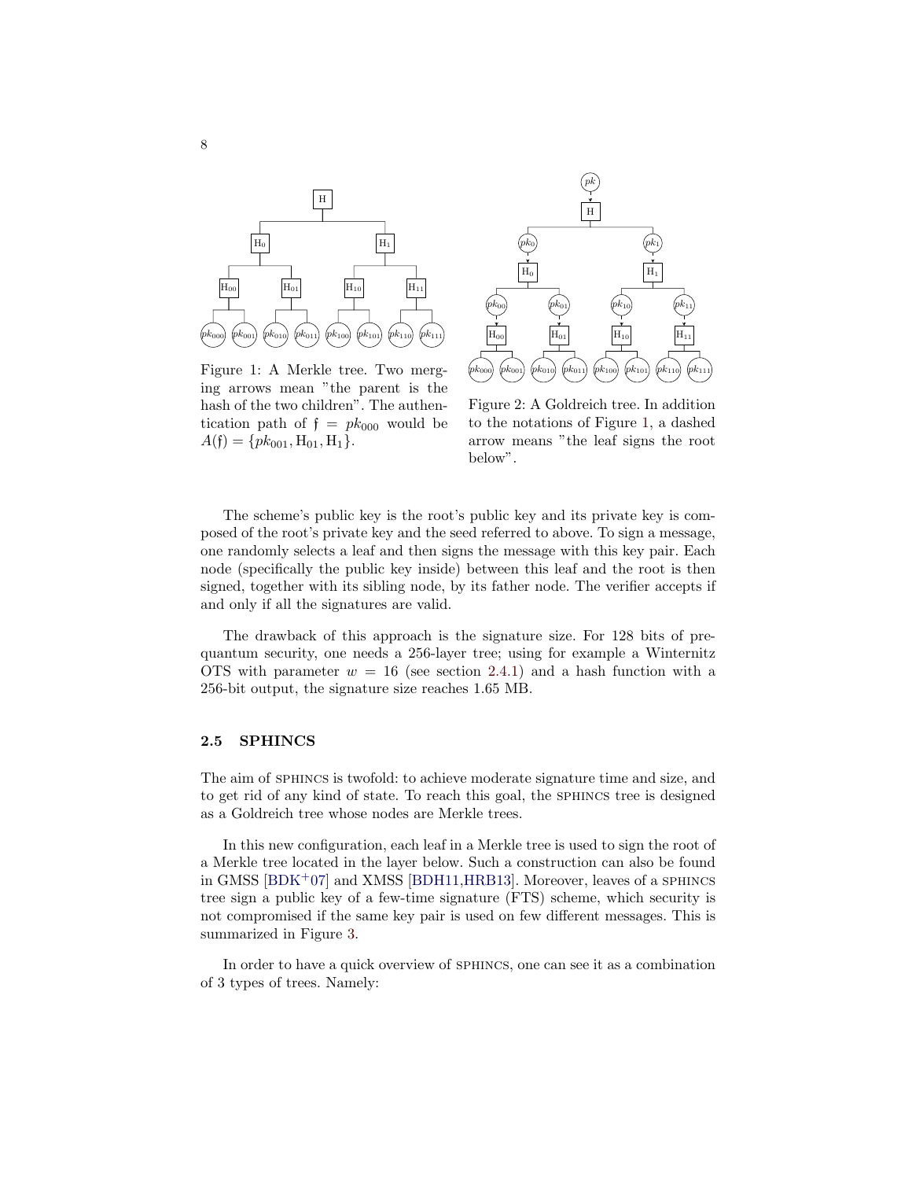Figure 1: A Merkle tree. Two merging arrows mean "the parent is the hash of the two children". The authentication path of $\mathfrak{f} = pk_{000}$ would be $A(\mathfrak{f}) = \{pk_{001}, \mathrm{H}_{01}, \mathrm{H}_1\}$.

Figure 2: A Goldreich tree. In addition to the notations of Figure 1, a dashed arrow means "the leaf signs the root below".

The scheme's public key is the root's public key and its private key is composed of the root's private key and the seed referred to above. To sign a message, one randomly selects a leaf and then signs the message with this key pair. Each node (specifically the public key inside) between this leaf and the root is then signed, together with its sibling node, by its father node. The verifier accepts if and only if all the signatures are valid.

The drawback of this approach is the signature size. For 128 bits of pre-quantum security, one needs a 256-layer tree; using for example a Winternitz OTS with parameter $w = 16$ (see section 2.4.1) and a hash function with a 256-bit output, the signature size reaches 1.65 MB.

### 2.5 SPHINCS

The aim of SPHINCS is twofold: to achieve moderate signature time and size, and to get rid of any kind of state. To reach this goal, the SPHINCS tree is designed as a Goldreich tree whose nodes are Merkle trees.

In this new configuration, each leaf in a Merkle tree is used to sign the root of a Merkle tree located in the layer below. Such a construction can also be found in GMSS [BDK+07] and XMSS [BDH11,HRB13]. Moreover, leaves of a SPHINCS tree sign a public key of a few-time signature (FTS) scheme, which security is not compromised if the same key pair is used on few different messages. This is summarized in Figure 3.

In order to have a quick overview of SPHINCS, one can see it as a combination of 3 types of trees. Namely: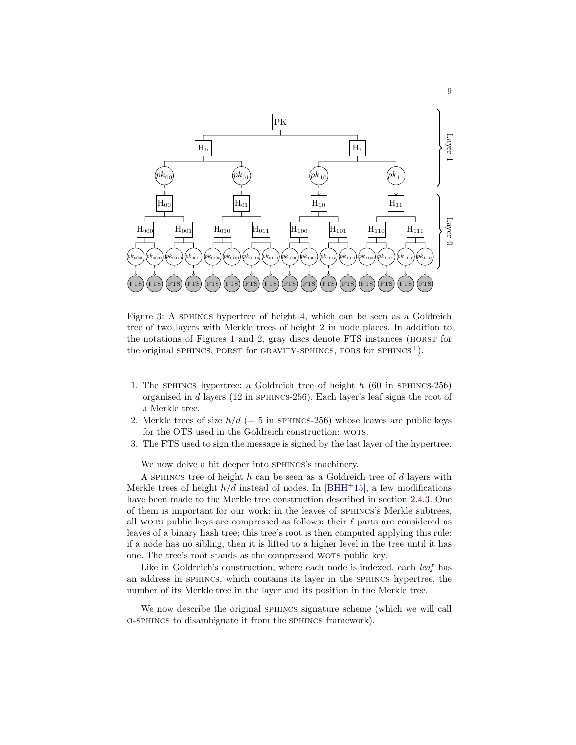Figure 3: A SPHINCS hypertree of height 4, which can be seen as a Goldreich tree of two layers with Merkle trees of height 2 in node places. In addition to the notations of Figures 1 and 2, gray discs denote FTS instances (HORST for the original SPHINCS, PORST for GRAVITY-SPHINCS, FORS for SPHINCS$^+$).

1. The SPHINCS hypertree: a Goldreich tree of height $h$ (60 in SPHINCS-256) organised in $d$ layers (12 in SPHINCS-256). Each layer's leaf signs the root of a Merkle tree.
2. Merkle trees of size $h/d$ (= 5 in SPHINCS-256) whose leaves are public keys for the OTS used in the Goldreich construction: WOTS.
3. The FTS used to sign the message is signed by the last layer of the hypertree.

We now delve a bit deeper into SPHINCS's machinery.

A SPHINCS tree of height $h$ can be seen as a Goldreich tree of $d$ layers with Merkle trees of height $h/d$ instead of nodes. In [BHH+15], a few modifications have been made to the Merkle tree construction described in section 2.4.3. One of them is important for our work: in the leaves of SPHINCS's Merkle subtrees, all WOTS public keys are compressed as follows: their $\ell$ parts are considered as leaves of a binary hash tree; this tree's root is then computed applying this rule: if a node has no sibling, then it is lifted to a higher level in the tree until it has one. The tree's root stands as the compressed WOTS public key.

Like in Goldreich's construction, where each node is indexed, each *leaf* has an address in SPHINCS, which contains its layer in the SPHINCS hypertree, the number of its Merkle tree in the layer and its position in the Merkle tree.

We now describe the original SPHINCS signature scheme (which we will call O-SPHINCS to disambiguate it from the SPHINCS framework).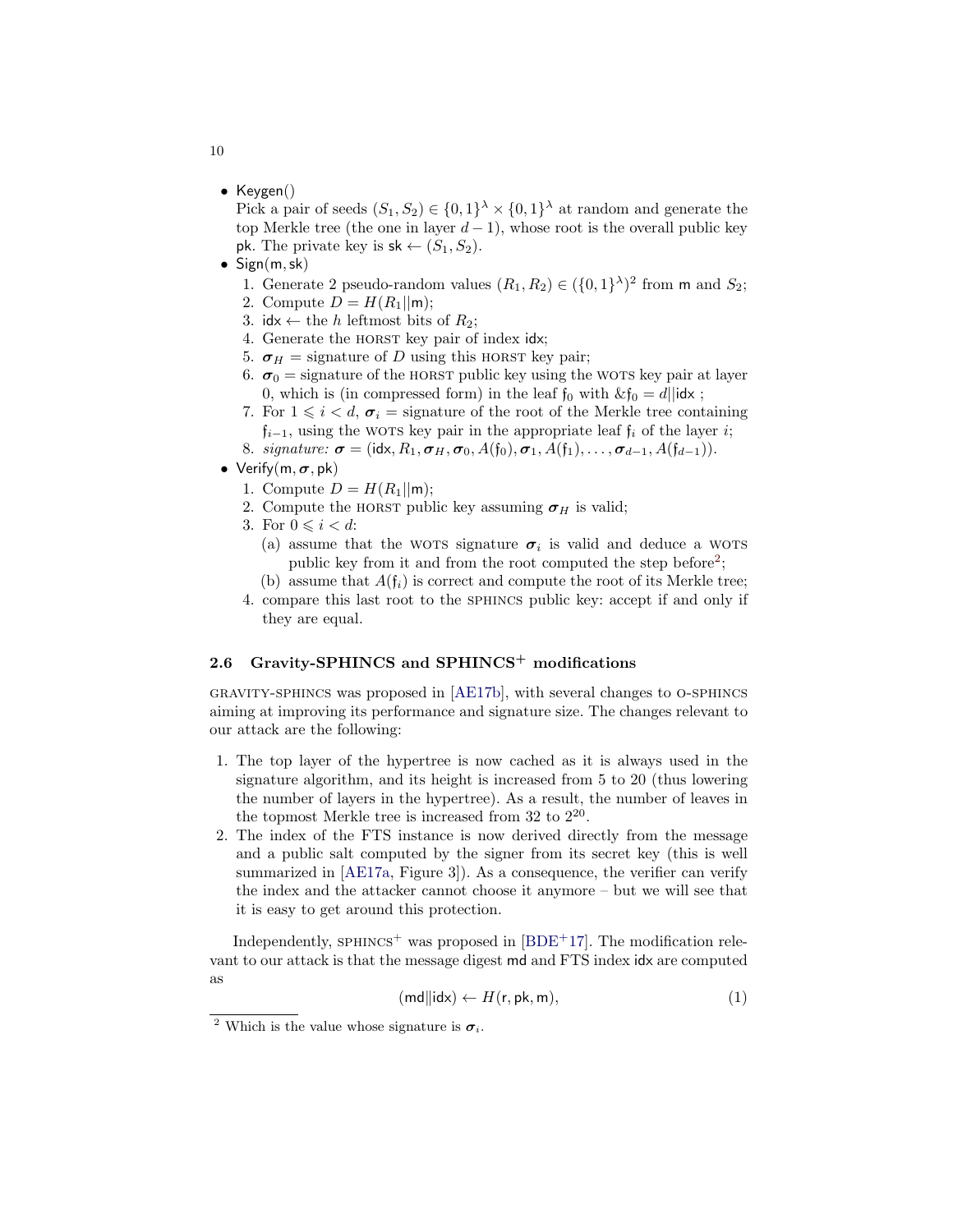- Keygen()
  Pick a pair of seeds $(S_1, S_2) \in \{0,1\}^\lambda \times \{0,1\}^\lambda$ at random and generate the top Merkle tree (the one in layer $d-1$), whose root is the overall public key $\mathsf{pk}$. The private key is $\mathsf{sk} \leftarrow (S_1, S_2)$.
- Sign(m, sk)
  1. Generate 2 pseudo-random values $(R_1, R_2) \in (\{0,1\}^\lambda)^2$ from $\mathsf{m}$ and $S_2$;
  2. Compute $D = H(R_1 \| \mathsf{m})$;
  3. $\mathsf{idx} \leftarrow$ the $h$ leftmost bits of $R_2$;
  4. Generate the HORST key pair of index $\mathsf{idx}$;
  5. $\boldsymbol{\sigma}_H$ = signature of $D$ using this HORST key pair;
  6. $\boldsymbol{\sigma}_0$ = signature of the HORST public key using the WOTS key pair at layer 0, which is (in compressed form) in the leaf $\mathfrak{f}_0$ with $\&\mathfrak{f}_0 = d \| \mathsf{idx}$ ;
  7. For $1 \leqslant i < d$, $\boldsymbol{\sigma}_i$ = signature of the root of the Merkle tree containing $\mathfrak{f}_{i-1}$, using the WOTS key pair in the appropriate leaf $\mathfrak{f}_i$ of the layer $i$;
  8. *signature:* $\boldsymbol{\sigma} = (\mathsf{idx}, R_1, \boldsymbol{\sigma}_H, \boldsymbol{\sigma}_0, A(\mathfrak{f}_0), \boldsymbol{\sigma}_1, A(\mathfrak{f}_1), \ldots, \boldsymbol{\sigma}_{d-1}, A(\mathfrak{f}_{d-1}))$.
- Verify(m, $\boldsymbol{\sigma}$, pk)
  1. Compute $D = H(R_1 \| \mathsf{m})$;
  2. Compute the HORST public key assuming $\boldsymbol{\sigma}_H$ is valid;
  3. For $0 \leqslant i < d$:
     (a) assume that the WOTS signature $\boldsymbol{\sigma}_i$ is valid and deduce a WOTS public key from it and from the root computed the step before[2];
     (b) assume that $A(\mathfrak{f}_i)$ is correct and compute the root of its Merkle tree;
  4. compare this last root to the SPHINCS public key: accept if and only if they are equal.

### 2.6 Gravity-SPHINCS and SPHINCS$^+$ modifications

GRAVITY-SPHINCS was proposed in [AE17b], with several changes to O-SPHINCS aiming at improving its performance and signature size. The changes relevant to our attack are the following:

1. The top layer of the hypertree is now cached as it is always used in the signature algorithm, and its height is increased from 5 to 20 (thus lowering the number of layers in the hypertree). As a result, the number of leaves in the topmost Merkle tree is increased from 32 to $2^{20}$.
2. The index of the FTS instance is now derived directly from the message and a public salt computed by the signer from its secret key (this is well summarized in [AE17a, Figure 3]). As a consequence, the verifier can verify the index and the attacker cannot choose it anymore – but we will see that it is easy to get around this protection.

Independently, SPHINCS$^+$ was proposed in [BDE$^+$17]. The modification relevant to our attack is that the message digest $\mathsf{md}$ and FTS index $\mathsf{idx}$ are computed as

$$(\mathsf{md} \| \mathsf{idx}) \leftarrow H(\mathsf{r}, \mathsf{pk}, \mathsf{m}), \tag{1}$$

[2] Which is the value whose signature is $\boldsymbol{\sigma}_i$.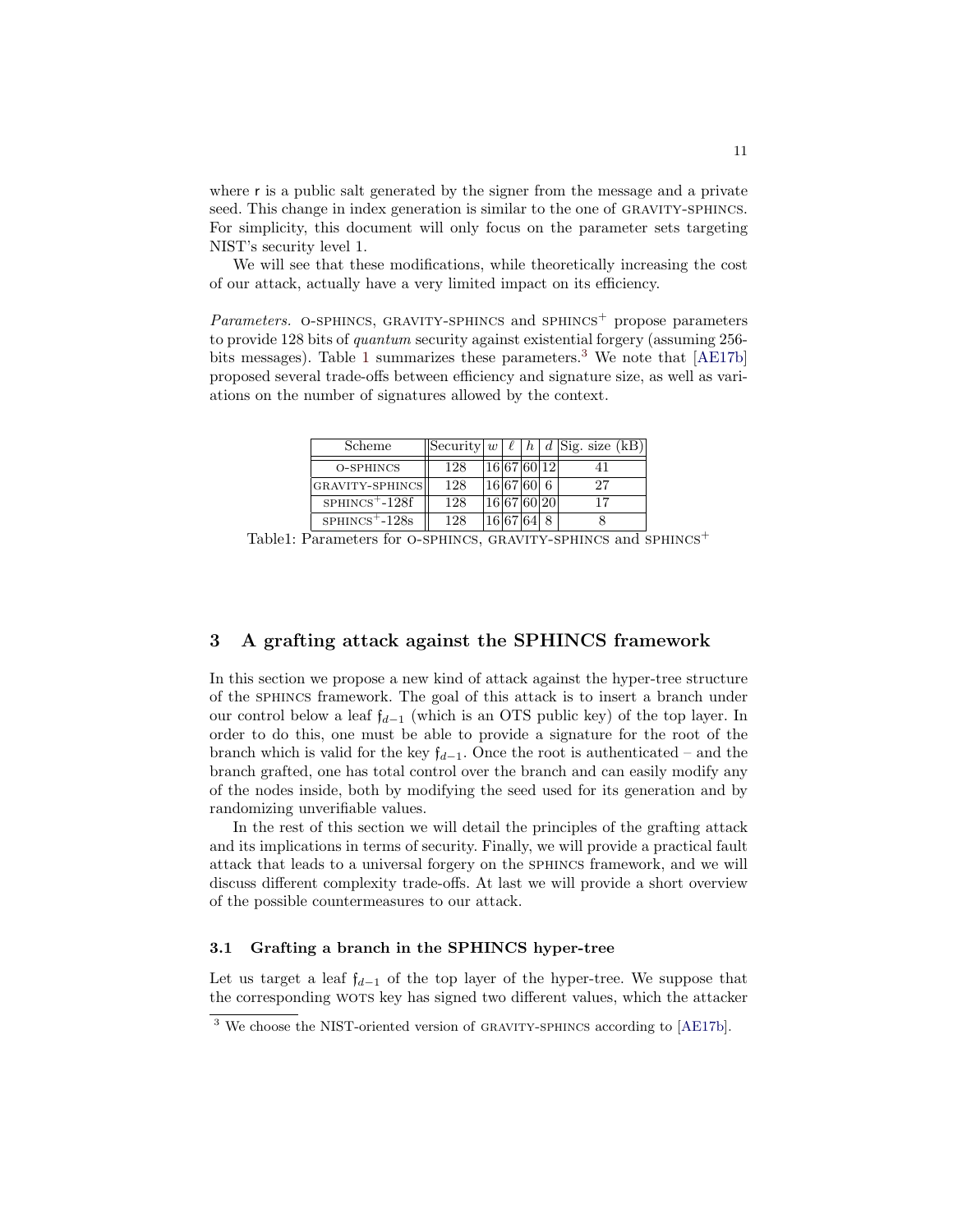where r is a public salt generated by the signer from the message and a private seed. This change in index generation is similar to the one of GRAVITY-SPHINCS. For simplicity, this document will only focus on the parameter sets targeting NIST's security level 1.

We will see that these modifications, while theoretically increasing the cost of our attack, actually have a very limited impact on its efficiency.

*Parameters.* O-SPHINCS, GRAVITY-SPHINCS and SPHINCS$^+$ propose parameters to provide 128 bits of *quantum* security against existential forgery (assuming 256-bits messages). Table 1 summarizes these parameters.[3] We note that [AE17b] proposed several trade-offs between efficiency and signature size, as well as variations on the number of signatures allowed by the context.

| Scheme | Security | $w$ | $\ell$ | $h$ | $d$ | Sig. size (kB) |
|---|---|---|---|---|---|---|
| O-SPHINCS | 128 | 16 | 67 | 60 | 12 | 41 |
| GRAVITY-SPHINCS | 128 | 16 | 67 | 60 | 6 | 27 |
| SPHINCS$^+$-128f | 128 | 16 | 67 | 60 | 20 | 17 |
| SPHINCS$^+$-128s | 128 | 16 | 67 | 64 | 8 | 8 |

Table1: Parameters for O-SPHINCS, GRAVITY-SPHINCS and SPHINCS$^+$

## 3 A grafting attack against the SPHINCS framework

In this section we propose a new kind of attack against the hyper-tree structure of the SPHINCS framework. The goal of this attack is to insert a branch under our control below a leaf $\mathfrak{f}_{d-1}$ (which is an OTS public key) of the top layer. In order to do this, one must be able to provide a signature for the root of the branch which is valid for the key $\mathfrak{f}_{d-1}$. Once the root is authenticated – and the branch grafted, one has total control over the branch and can easily modify any of the nodes inside, both by modifying the seed used for its generation and by randomizing unverifiable values.

In the rest of this section we will detail the principles of the grafting attack and its implications in terms of security. Finally, we will provide a practical fault attack that leads to a universal forgery on the SPHINCS framework, and we will discuss different complexity trade-offs. At last we will provide a short overview of the possible countermeasures to our attack.

### 3.1 Grafting a branch in the SPHINCS hyper-tree

Let us target a leaf $\mathfrak{f}_{d-1}$ of the top layer of the hyper-tree. We suppose that the corresponding WOTS key has signed two different values, which the attacker

[3] We choose the NIST-oriented version of GRAVITY-SPHINCS according to [AE17b].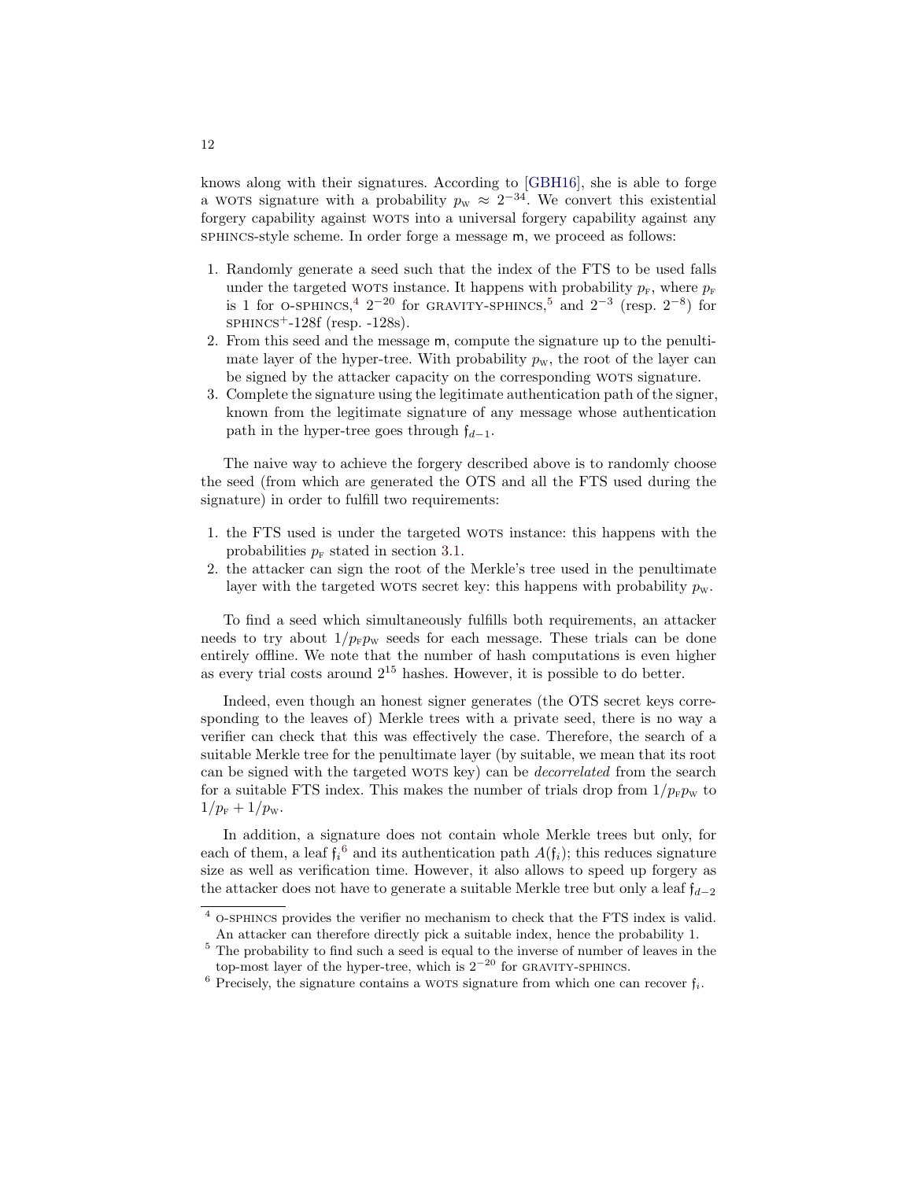knows along with their signatures. According to [GBH16], she is able to forge a WOTS signature with a probability $p_{\text{W}} \approx 2^{-34}$. We convert this existential forgery capability against WOTS into a universal forgery capability against any SPHINCS-style scheme. In order forge a message $\mathsf{m}$, we proceed as follows:

1. Randomly generate a seed such that the index of the FTS to be used falls under the targeted WOTS instance. It happens with probability $p_{\text{F}}$, where $p_{\text{F}}$ is 1 for O-SPHINCS,[4] $2^{-20}$ for GRAVITY-SPHINCS,[5] and $2^{-3}$ (resp. $2^{-8}$) for SPHINCS$^{+}$-128f (resp. -128s).
2. From this seed and the message $\mathsf{m}$, compute the signature up to the penultimate layer of the hyper-tree. With probability $p_{\text{W}}$, the root of the layer can be signed by the attacker capacity on the corresponding WOTS signature.
3. Complete the signature using the legitimate authentication path of the signer, known from the legitimate signature of any message whose authentication path in the hyper-tree goes through $\mathfrak{f}_{d-1}$.

The naive way to achieve the forgery described above is to randomly choose the seed (from which are generated the OTS and all the FTS used during the signature) in order to fulfill two requirements:

1. the FTS used is under the targeted WOTS instance: this happens with the probabilities $p_{\text{F}}$ stated in section 3.1.
2. the attacker can sign the root of the Merkle's tree used in the penultimate layer with the targeted WOTS secret key: this happens with probability $p_{\text{W}}$.

To find a seed which simultaneously fulfills both requirements, an attacker needs to try about $1/p_{\text{F}}p_{\text{W}}$ seeds for each message. These trials can be done entirely offline. We note that the number of hash computations is even higher as every trial costs around $2^{15}$ hashes. However, it is possible to do better.

Indeed, even though an honest signer generates (the OTS secret keys corresponding to the leaves of) Merkle trees with a private seed, there is no way a verifier can check that this was effectively the case. Therefore, the search of a suitable Merkle tree for the penultimate layer (by suitable, we mean that its root can be signed with the targeted WOTS key) can be *decorrelated* from the search for a suitable FTS index. This makes the number of trials drop from $1/p_{\text{F}}p_{\text{W}}$ to $1/p_{\text{F}} + 1/p_{\text{W}}$.

In addition, a signature does not contain whole Merkle trees but only, for each of them, a leaf $\mathfrak{f}_i$[6] and its authentication path $A(\mathfrak{f}_i)$; this reduces signature size as well as verification time. However, it also allows to speed up forgery as the attacker does not have to generate a suitable Merkle tree but only a leaf $\mathfrak{f}_{d-2}$

[4] O-SPHINCS provides the verifier no mechanism to check that the FTS index is valid. An attacker can therefore directly pick a suitable index, hence the probability 1.

[5] The probability to find such a seed is equal to the inverse of number of leaves in the top-most layer of the hyper-tree, which is $2^{-20}$ for GRAVITY-SPHINCS.

[6] Precisely, the signature contains a WOTS signature from which one can recover $\mathfrak{f}_i$.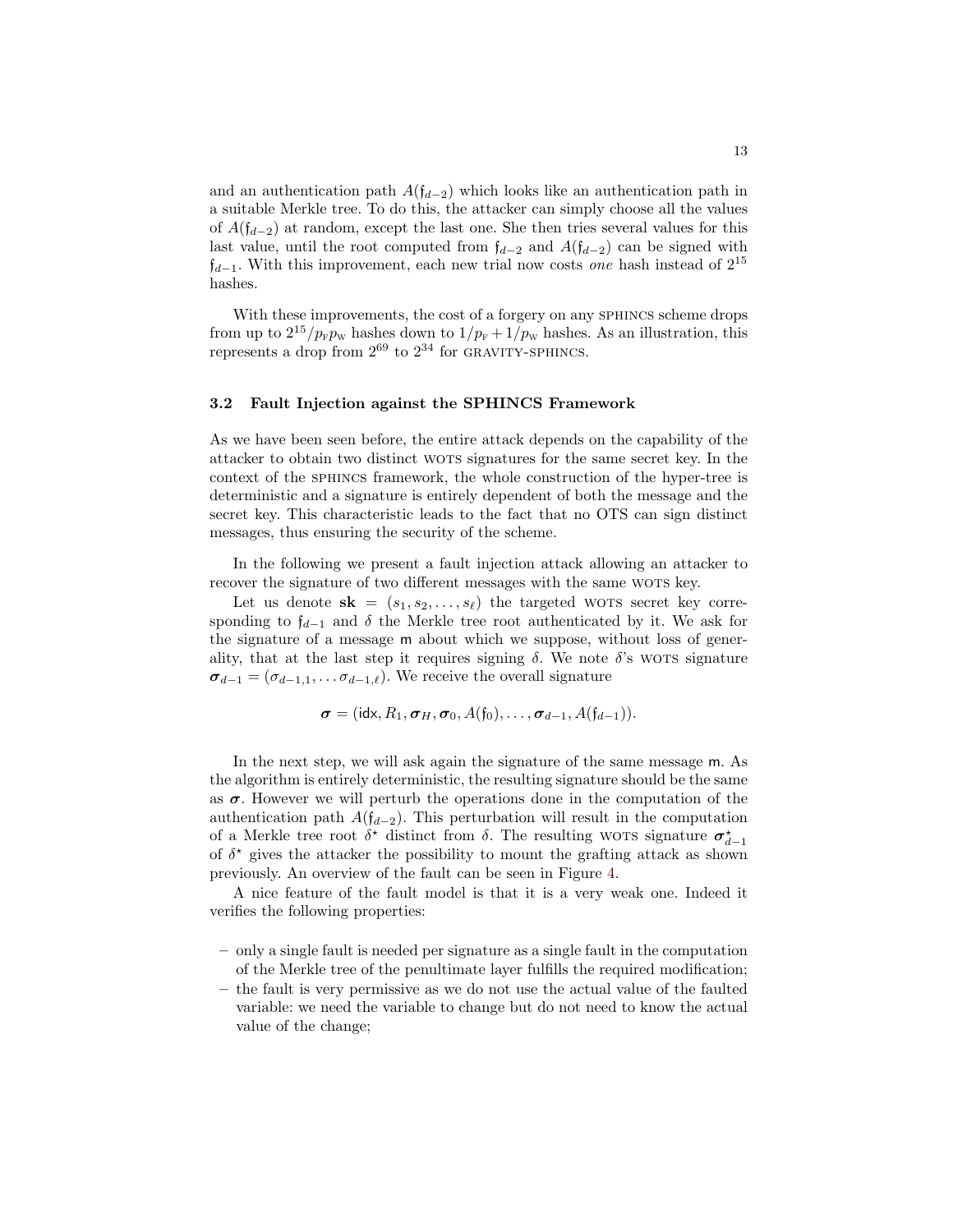and an authentication path $A(\mathfrak{f}_{d-2})$ which looks like an authentication path in a suitable Merkle tree. To do this, the attacker can simply choose all the values of $A(\mathfrak{f}_{d-2})$ at random, except the last one. She then tries several values for this last value, until the root computed from $\mathfrak{f}_{d-2}$ and $A(\mathfrak{f}_{d-2})$ can be signed with $\mathfrak{f}_{d-1}$. With this improvement, each new trial now costs *one* hash instead of $2^{15}$ hashes.

With these improvements, the cost of a forgery on any SPHINCS scheme drops from up to $2^{15}/p_{\text{F}}p_{\text{W}}$ hashes down to $1/p_{\text{F}} + 1/p_{\text{W}}$ hashes. As an illustration, this represents a drop from $2^{69}$ to $2^{34}$ for GRAVITY-SPHINCS.

### 3.2 Fault Injection against the SPHINCS Framework

As we have been seen before, the entire attack depends on the capability of the attacker to obtain two distinct WOTS signatures for the same secret key. In the context of the SPHINCS framework, the whole construction of the hyper-tree is deterministic and a signature is entirely dependent of both the message and the secret key. This characteristic leads to the fact that no OTS can sign distinct messages, thus ensuring the security of the scheme.

In the following we present a fault injection attack allowing an attacker to recover the signature of two different messages with the same WOTS key.

Let us denote $\mathbf{sk} = (s_1, s_2, \ldots, s_\ell)$ the targeted WOTS secret key corresponding to $\mathfrak{f}_{d-1}$ and $\delta$ the Merkle tree root authenticated by it. We ask for the signature of a message $\mathsf{m}$ about which we suppose, without loss of generality, that at the last step it requires signing $\delta$. We note $\delta$'s WOTS signature $\boldsymbol{\sigma}_{d-1} = (\sigma_{d-1,1}, \ldots \sigma_{d-1,\ell})$. We receive the overall signature

$$\boldsymbol{\sigma} = (\mathsf{idx}, R_1, \boldsymbol{\sigma}_H, \boldsymbol{\sigma}_0, A(\mathfrak{f}_0), \ldots, \boldsymbol{\sigma}_{d-1}, A(\mathfrak{f}_{d-1})).$$

In the next step, we will ask again the signature of the same message $\mathsf{m}$. As the algorithm is entirely deterministic, the resulting signature should be the same as $\boldsymbol{\sigma}$. However we will perturb the operations done in the computation of the authentication path $A(\mathfrak{f}_{d-2})$. This perturbation will result in the computation of a Merkle tree root $\delta^\star$ distinct from $\delta$. The resulting WOTS signature $\boldsymbol{\sigma}^\star_{d-1}$ of $\delta^\star$ gives the attacker the possibility to mount the grafting attack as shown previously. An overview of the fault can be seen in Figure 4.

A nice feature of the fault model is that it is a very weak one. Indeed it verifies the following properties:

- only a single fault is needed per signature as a single fault in the computation of the Merkle tree of the penultimate layer fulfills the required modification;
- the fault is very permissive as we do not use the actual value of the faulted variable: we need the variable to change but do not need to know the actual value of the change;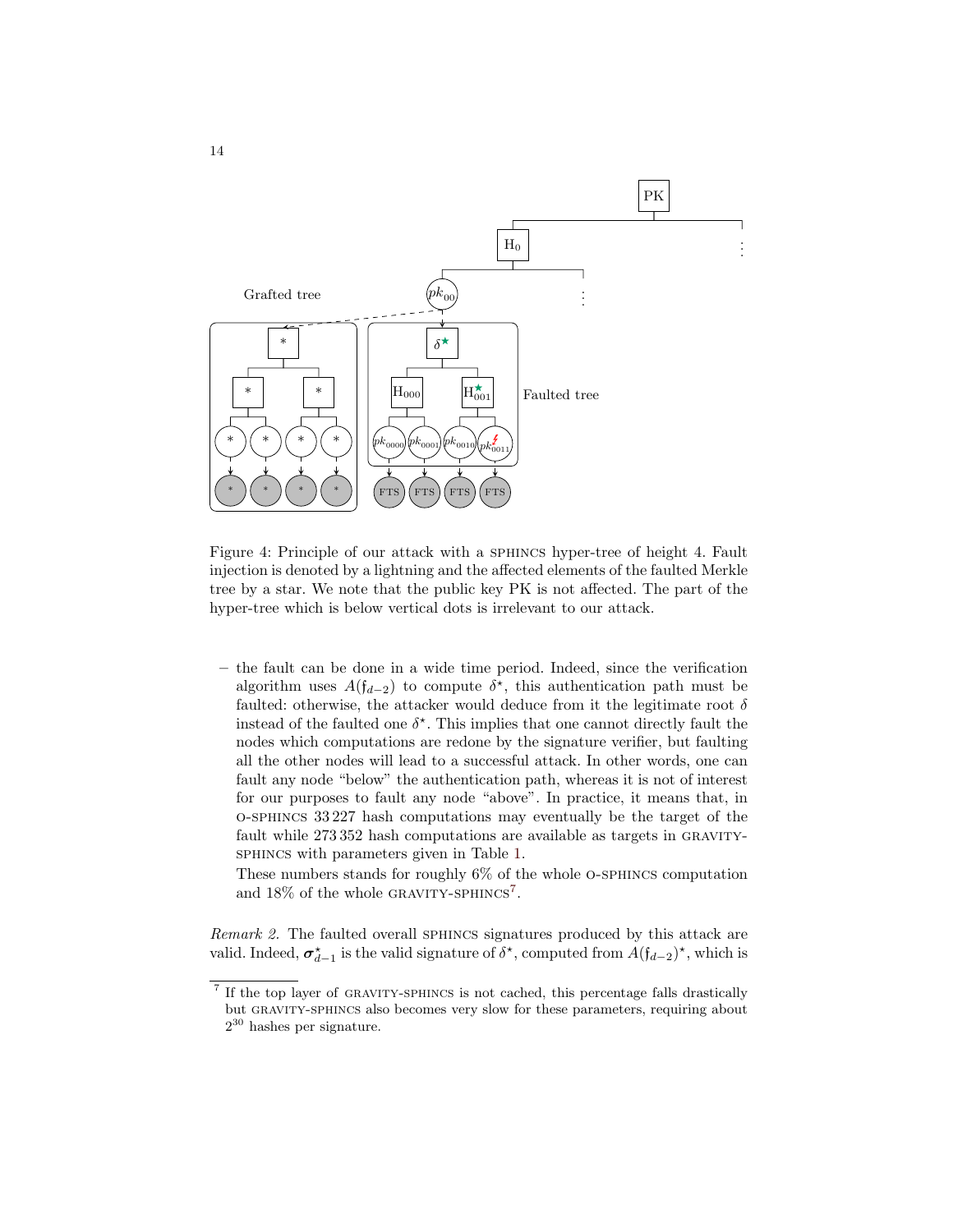Figure 4: Principle of our attack with a SPHINCS hyper-tree of height 4. Fault injection is denoted by a lightning and the affected elements of the faulted Merkle tree by a star. We note that the public key PK is not affected. The part of the hyper-tree which is below vertical dots is irrelevant to our attack.

– the fault can be done in a wide time period. Indeed, since the verification algorithm uses $A(\mathfrak{f}_{d-2})$ to compute $\delta^\star$, this authentication path must be faulted: otherwise, the attacker would deduce from it the legitimate root $\delta$ instead of the faulted one $\delta^\star$. This implies that one cannot directly fault the nodes which computations are redone by the signature verifier, but faulting all the other nodes will lead to a successful attack. In other words, one can fault any node "below" the authentication path, whereas it is not of interest for our purposes to fault any node "above". In practice, it means that, in O-SPHINCS 33 227 hash computations may eventually be the target of the fault while 273 352 hash computations are available as targets in GRAVITY-SPHINCS with parameters given in Table 1.

  These numbers stands for roughly 6% of the whole O-SPHINCS computation and 18% of the whole GRAVITY-SPHINCS[7].

*Remark 2.* The faulted overall SPHINCS signatures produced by this attack are valid. Indeed, $\boldsymbol{\sigma}^\star_{d-1}$ is the valid signature of $\delta^\star$, computed from $A(\mathfrak{f}_{d-2})^\star$, which is

[7] If the top layer of GRAVITY-SPHINCS is not cached, this percentage falls drastically but GRAVITY-SPHINCS also becomes very slow for these parameters, requiring about $2^{30}$ hashes per signature.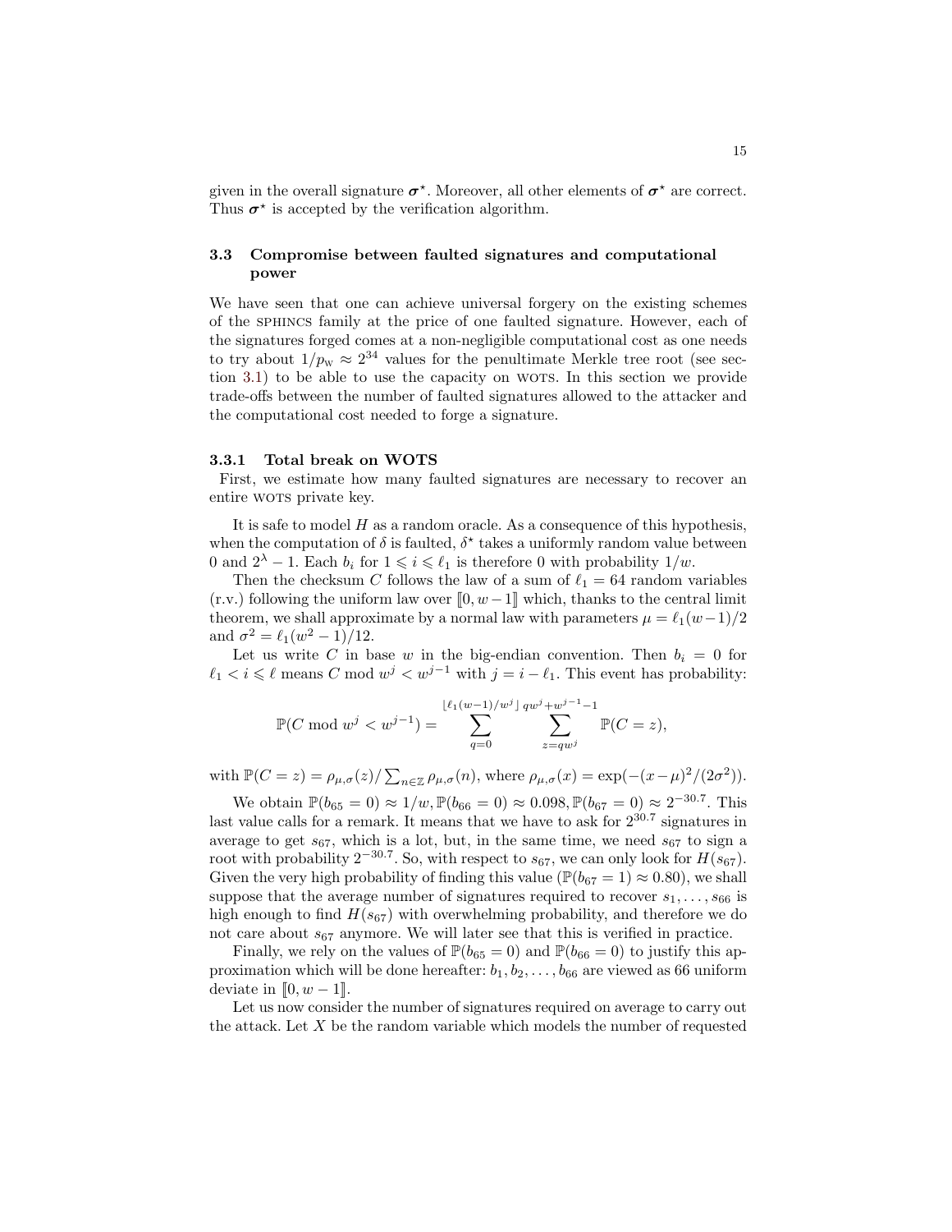given in the overall signature $\boldsymbol{\sigma}^\star$. Moreover, all other elements of $\boldsymbol{\sigma}^\star$ are correct. Thus $\boldsymbol{\sigma}^\star$ is accepted by the verification algorithm.

### 3.3 Compromise between faulted signatures and computational power

We have seen that one can achieve universal forgery on the existing schemes of the SPHINCS family at the price of one faulted signature. However, each of the signatures forged comes at a non-negligible computational cost as one needs to try about $1/p_{\mathrm{w}} \approx 2^{34}$ values for the penultimate Merkle tree root (see section 3.1) to be able to use the capacity on WOTS. In this section we provide trade-offs between the number of faulted signatures allowed to the attacker and the computational cost needed to forge a signature.

#### 3.3.1 Total break on WOTS

First, we estimate how many faulted signatures are necessary to recover an entire WOTS private key.

It is safe to model $H$ as a random oracle. As a consequence of this hypothesis, when the computation of $\delta$ is faulted, $\delta^\star$ takes a uniformly random value between 0 and $2^\lambda - 1$. Each $b_i$ for $1 \leqslant i \leqslant \ell_1$ is therefore 0 with probability $1/w$.

Then the checksum $C$ follows the law of a sum of $\ell_1 = 64$ random variables (r.v.) following the uniform law over $[\![0, w-1]\!]$ which, thanks to the central limit theorem, we shall approximate by a normal law with parameters $\mu = \ell_1(w-1)/2$ and $\sigma^2 = \ell_1(w^2-1)/12$.

Let us write $C$ in base $w$ in the big-endian convention. Then $b_i = 0$ for $\ell_1 < i \leqslant \ell$ means $C \bmod w^j < w^{j-1}$ with $j = i - \ell_1$. This event has probability:

$$\mathbb{P}(C \bmod w^j < w^{j-1}) = \sum_{q=0}^{\lfloor \ell_1(w-1)/w^j \rfloor} \sum_{z=qw^j}^{qw^j + w^{j-1} - 1} \mathbb{P}(C = z),$$

with $\mathbb{P}(C = z) = \rho_{\mu,\sigma}(z) / \sum_{n \in \mathbb{Z}} \rho_{\mu,\sigma}(n)$, where $\rho_{\mu,\sigma}(x) = \exp(-(x-\mu)^2/(2\sigma^2))$.

We obtain $\mathbb{P}(b_{65} = 0) \approx 1/w, \mathbb{P}(b_{66} = 0) \approx 0.098, \mathbb{P}(b_{67} = 0) \approx 2^{-30.7}$. This last value calls for a remark. It means that we have to ask for $2^{30.7}$ signatures in average to get $s_{67}$, which is a lot, but, in the same time, we need $s_{67}$ to sign a root with probability $2^{-30.7}$. So, with respect to $s_{67}$, we can only look for $H(s_{67})$. Given the very high probability of finding this value ($\mathbb{P}(b_{67} = 1) \approx 0.80$), we shall suppose that the average number of signatures required to recover $s_1, \ldots, s_{66}$ is high enough to find $H(s_{67})$ with overwhelming probability, and therefore we do not care about $s_{67}$ anymore. We will later see that this is verified in practice.

Finally, we rely on the values of $\mathbb{P}(b_{65} = 0)$ and $\mathbb{P}(b_{66} = 0)$ to justify this approximation which will be done hereafter: $b_1, b_2, \ldots, b_{66}$ are viewed as 66 uniform deviate in $[\![0, w-1]\!]$.

Let us now consider the number of signatures required on average to carry out the attack. Let $X$ be the random variable which models the number of requested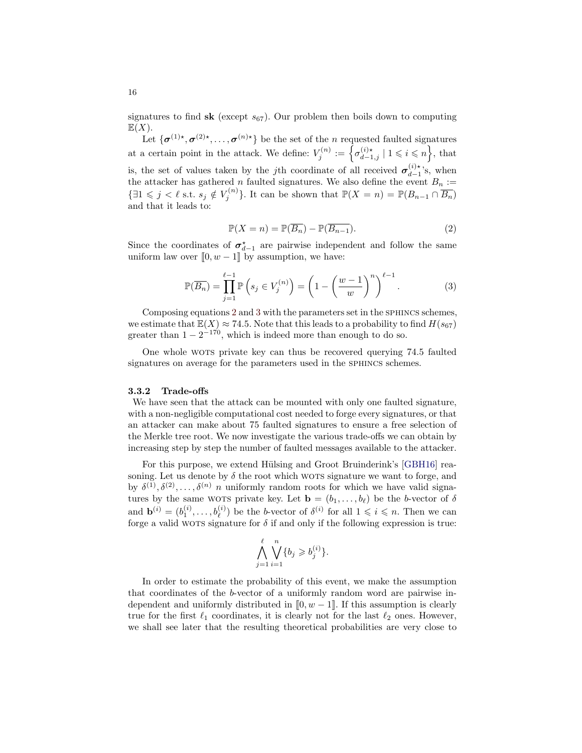signatures to find **sk** (except $s_{67}$). Our problem then boils down to computing $\mathbb{E}(X)$.

Let $\{\boldsymbol{\sigma}^{(1)\star}, \boldsymbol{\sigma}^{(2)\star}, \ldots, \boldsymbol{\sigma}^{(n)\star}\}$ be the set of the $n$ requested faulted signatures at a certain point in the attack. We define: $V_j^{(n)} := \left\{\sigma_{d-1,j}^{(i)\star} \mid 1 \leqslant i \leqslant n\right\}$, that is, the set of values taken by the $j$th coordinate of all received $\boldsymbol{\sigma}_{d-1}^{(i)\star}$'s, when the attacker has gathered $n$ faulted signatures. We also define the event $B_n := \{\exists 1 \leqslant j < \ell \text{ s.t. } s_j \notin V_j^{(n)}\}$. It can be shown that $\mathbb{P}(X = n) = \mathbb{P}(B_{n-1} \cap \overline{B_n})$ and that it leads to:

$$\mathbb{P}(X = n) = \mathbb{P}(\overline{B_n}) - \mathbb{P}(\overline{B_{n-1}}). \tag{2}$$

Since the coordinates of $\boldsymbol{\sigma}_{d-1}^{\star}$ are pairwise independent and follow the same uniform law over $[\![0, w-1]\!]$ by assumption, we have:

$$\mathbb{P}(\overline{B_n}) = \prod_{j=1}^{\ell-1} \mathbb{P}\left(s_j \in V_j^{(n)}\right) = \left(1 - \left(\frac{w-1}{w}\right)^n\right)^{\ell-1}. \tag{3}$$

Composing equations 2 and 3 with the parameters set in the SPHINCS schemes, we estimate that $\mathbb{E}(X) \approx 74.5$. Note that this leads to a probability to find $H(s_{67})$ greater than $1 - 2^{-170}$, which is indeed more than enough to do so.

One whole WOTS private key can thus be recovered querying 74.5 faulted signatures on average for the parameters used in the SPHINCS schemes.

### 3.3.2 Trade-offs

We have seen that the attack can be mounted with only one faulted signature, with a non-negligible computational cost needed to forge every signatures, or that an attacker can make about 75 faulted signatures to ensure a free selection of the Merkle tree root. We now investigate the various trade-offs we can obtain by increasing step by step the number of faulted messages available to the attacker.

For this purpose, we extend Hülsing and Groot Bruinderink's [GBH16] reasoning. Let us denote by $\delta$ the root which WOTS signature we want to forge, and by $\delta^{(1)}, \delta^{(2)}, \ldots, \delta^{(n)}$ $n$ uniformly random roots for which we have valid signatures by the same WOTS private key. Let $\mathbf{b} = (b_1, \ldots, b_\ell)$ be the $b$-vector of $\delta$ and $\mathbf{b}^{(i)} = (b_1^{(i)}, \ldots, b_\ell^{(i)})$ be the $b$-vector of $\delta^{(i)}$ for all $1 \leqslant i \leqslant n$. Then we can forge a valid WOTS signature for $\delta$ if and only if the following expression is true:

$$\bigwedge_{j=1}^{\ell} \bigvee_{i=1}^{n} \{b_j \geqslant b_j^{(i)}\}.$$

In order to estimate the probability of this event, we make the assumption that coordinates of the $b$-vector of a uniformly random word are pairwise independent and uniformly distributed in $[\![0, w-1]\!]$. If this assumption is clearly true for the first $\ell_1$ coordinates, it is clearly not for the last $\ell_2$ ones. However, we shall see later that the resulting theoretical probabilities are very close to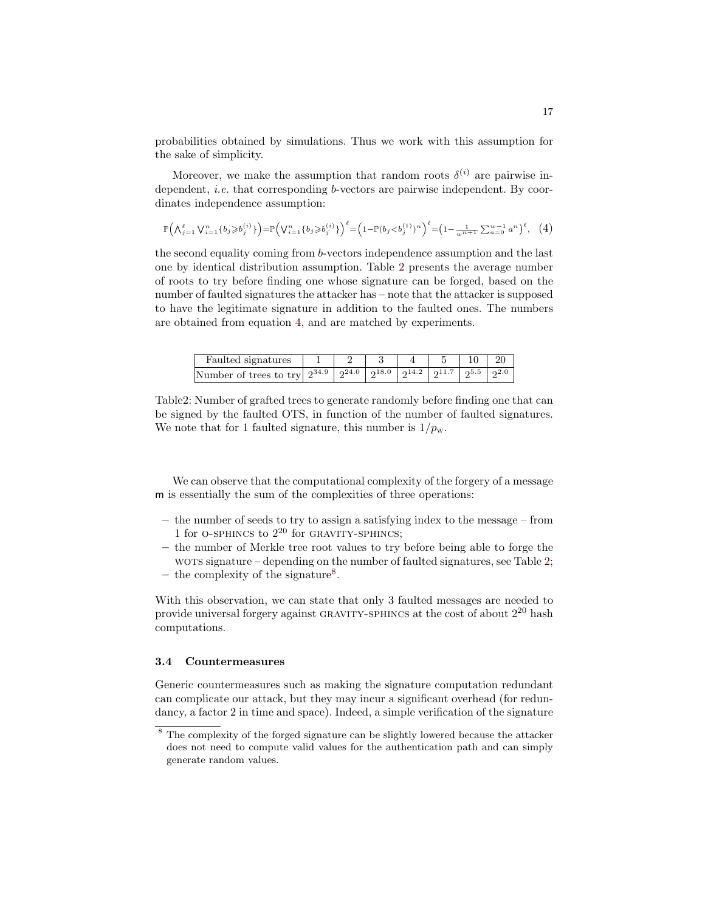probabilities obtained by simulations. Thus we work with this assumption for the sake of simplicity.

Moreover, we make the assumption that random roots $\delta^{(i)}$ are pairwise independent, *i.e.* that corresponding $b$-vectors are pairwise independent. By coordinates independence assumption:

$$\mathbb{P}\Big(\bigwedge_{j=1}^{\ell}\bigvee_{i=1}^{n}\{b_j \geqslant b_j^{(i)}\}\Big) = \mathbb{P}\Big(\bigvee_{i=1}^{n}\{b_j \geqslant b_j^{(i)}\}\Big)^{\ell} = \Big(1-\mathbb{P}(b_j < b_j^{(1)})^n\Big)^{\ell} = \Big(1-\frac{1}{w^{n+1}}\sum_{a=0}^{w-1} a^n\Big)^{\ell}, \quad (4)$$

the second equality coming from $b$-vectors independence assumption and the last one by identical distribution assumption. Table 2 presents the average number of roots to try before finding one whose signature can be forged, based on the number of faulted signatures the attacker has – note that the attacker is supposed to have the legitimate signature in addition to the faulted ones. The numbers are obtained from equation 4, and are matched by experiments.

| Faulted signatures | 1 | 2 | 3 | 4 | 5 | 10 | 20 |
|---|---|---|---|---|---|---|---|
| Number of trees to try | $2^{34.9}$ | $2^{24.0}$ | $2^{18.0}$ | $2^{14.2}$ | $2^{11.7}$ | $2^{5.5}$ | $2^{2.0}$ |

Table2: Number of grafted trees to generate randomly before finding one that can be signed by the faulted OTS, in function of the number of faulted signatures. We note that for 1 faulted signature, this number is $1/p_{\mathrm{W}}$.

We can observe that the computational complexity of the forgery of a message m is essentially the sum of the complexities of three operations:

- the number of seeds to try to assign a satisfying index to the message – from 1 for O-SPHINCS to $2^{20}$ for GRAVITY-SPHINCS;
- the number of Merkle tree root values to try before being able to forge the WOTS signature – depending on the number of faulted signatures, see Table 2;
- the complexity of the signature[8].

With this observation, we can state that only 3 faulted messages are needed to provide universal forgery against GRAVITY-SPHINCS at the cost of about $2^{20}$ hash computations.

### 3.4 Countermeasures

Generic countermeasures such as making the signature computation redundant can complicate our attack, but they may incur a significant overhead (for redundancy, a factor 2 in time and space). Indeed, a simple verification of the signature

[8] The complexity of the forged signature can be slightly lowered because the attacker does not need to compute valid values for the authentication path and can simply generate random values.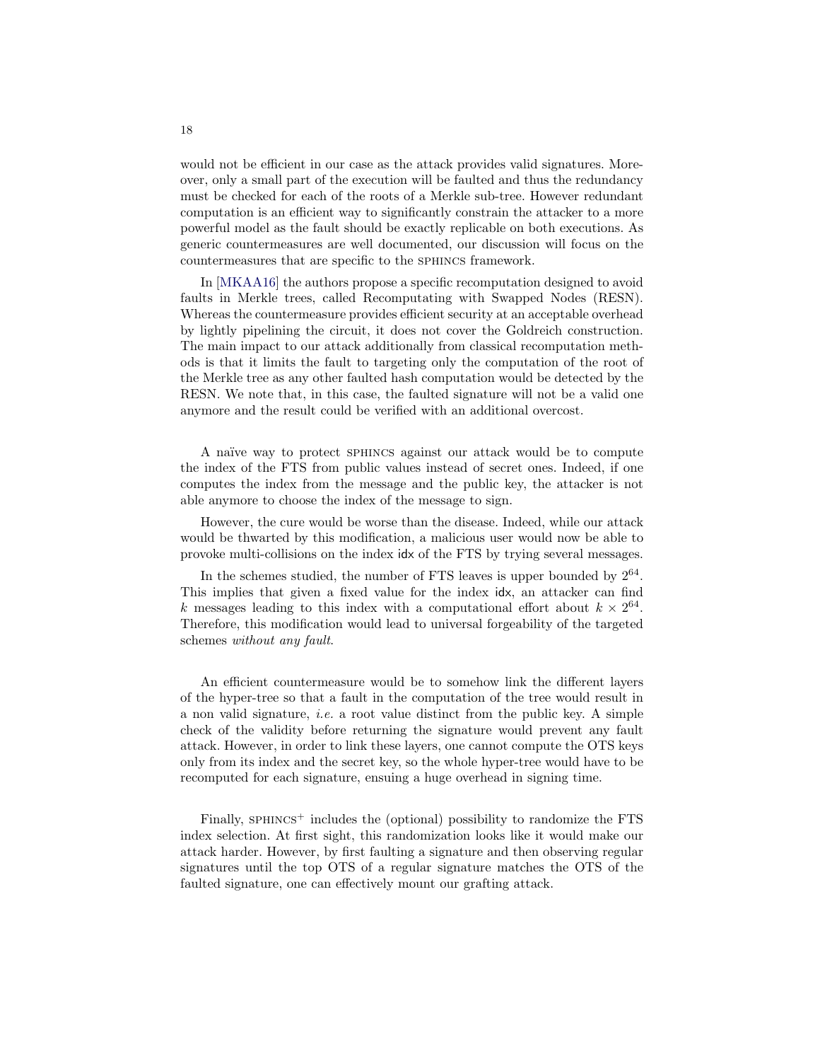would not be efficient in our case as the attack provides valid signatures. Moreover, only a small part of the execution will be faulted and thus the redundancy must be checked for each of the roots of a Merkle sub-tree. However redundant computation is an efficient way to significantly constrain the attacker to a more powerful model as the fault should be exactly replicable on both executions. As generic countermeasures are well documented, our discussion will focus on the countermeasures that are specific to the SPHINCS framework.

In [MKAA16] the authors propose a specific recomputation designed to avoid faults in Merkle trees, called Recomputating with Swapped Nodes (RESN). Whereas the countermeasure provides efficient security at an acceptable overhead by lightly pipelining the circuit, it does not cover the Goldreich construction. The main impact to our attack additionally from classical recomputation methods is that it limits the fault to targeting only the computation of the root of the Merkle tree as any other faulted hash computation would be detected by the RESN. We note that, in this case, the faulted signature will not be a valid one anymore and the result could be verified with an additional overcost.

A naïve way to protect SPHINCS against our attack would be to compute the index of the FTS from public values instead of secret ones. Indeed, if one computes the index from the message and the public key, the attacker is not able anymore to choose the index of the message to sign.

However, the cure would be worse than the disease. Indeed, while our attack would be thwarted by this modification, a malicious user would now be able to provoke multi-collisions on the index idx of the FTS by trying several messages.

In the schemes studied, the number of FTS leaves is upper bounded by $2^{64}$. This implies that given a fixed value for the index idx, an attacker can find $k$ messages leading to this index with a computational effort about $k \times 2^{64}$. Therefore, this modification would lead to universal forgeability of the targeted schemes *without any fault*.

An efficient countermeasure would be to somehow link the different layers of the hyper-tree so that a fault in the computation of the tree would result in a non valid signature, *i.e.* a root value distinct from the public key. A simple check of the validity before returning the signature would prevent any fault attack. However, in order to link these layers, one cannot compute the OTS keys only from its index and the secret key, so the whole hyper-tree would have to be recomputed for each signature, ensuing a huge overhead in signing time.

Finally, SPHINCS$^+$ includes the (optional) possibility to randomize the FTS index selection. At first sight, this randomization looks like it would make our attack harder. However, by first faulting a signature and then observing regular signatures until the top OTS of a regular signature matches the OTS of the faulted signature, one can effectively mount our grafting attack.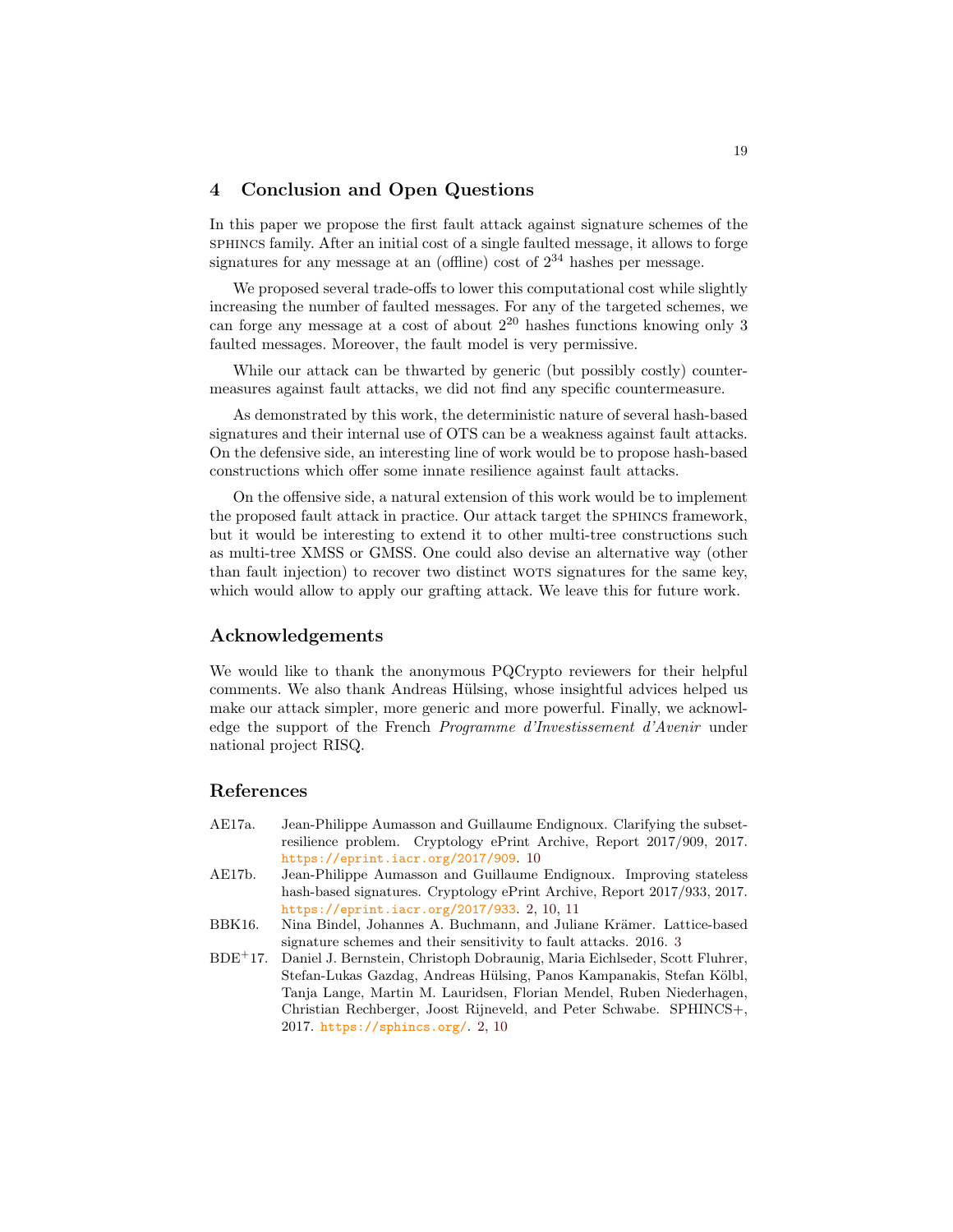## 4 Conclusion and Open Questions

In this paper we propose the first fault attack against signature schemes of the SPHINCS family. After an initial cost of a single faulted message, it allows to forge signatures for any message at an (offline) cost of $2^{34}$ hashes per message.

We proposed several trade-offs to lower this computational cost while slightly increasing the number of faulted messages. For any of the targeted schemes, we can forge any message at a cost of about $2^{20}$ hashes functions knowing only 3 faulted messages. Moreover, the fault model is very permissive.

While our attack can be thwarted by generic (but possibly costly) countermeasures against fault attacks, we did not find any specific countermeasure.

As demonstrated by this work, the deterministic nature of several hash-based signatures and their internal use of OTS can be a weakness against fault attacks. On the defensive side, an interesting line of work would be to propose hash-based constructions which offer some innate resilience against fault attacks.

On the offensive side, a natural extension of this work would be to implement the proposed fault attack in practice. Our attack target the SPHINCS framework, but it would be interesting to extend it to other multi-tree constructions such as multi-tree XMSS or GMSS. One could also devise an alternative way (other than fault injection) to recover two distinct WOTS signatures for the same key, which would allow to apply our grafting attack. We leave this for future work.

## Acknowledgements

We would like to thank the anonymous PQCrypto reviewers for their helpful comments. We also thank Andreas Hülsing, whose insightful advices helped us make our attack simpler, more generic and more powerful. Finally, we acknowledge the support of the French *Programme d'Investissement d'Avenir* under national project RISQ.

## References

AE17a. Jean-Philippe Aumasson and Guillaume Endignoux. Clarifying the subset-resilience problem. Cryptology ePrint Archive, Report 2017/909, 2017. https://eprint.iacr.org/2017/909. 10

AE17b. Jean-Philippe Aumasson and Guillaume Endignoux. Improving stateless hash-based signatures. Cryptology ePrint Archive, Report 2017/933, 2017. https://eprint.iacr.org/2017/933. 2, 10, 11

BBK16. Nina Bindel, Johannes A. Buchmann, and Juliane Krämer. Lattice-based signature schemes and their sensitivity to fault attacks. 2016. 3

BDE+17. Daniel J. Bernstein, Christoph Dobraunig, Maria Eichlseder, Scott Fluhrer, Stefan-Lukas Gazdag, Andreas Hülsing, Panos Kampanakis, Stefan Kölbl, Tanja Lange, Martin M. Lauridsen, Florian Mendel, Ruben Niederhagen, Christian Rechberger, Joost Rijneveld, and Peter Schwabe. SPHINCS+, 2017. https://sphincs.org/. 2, 10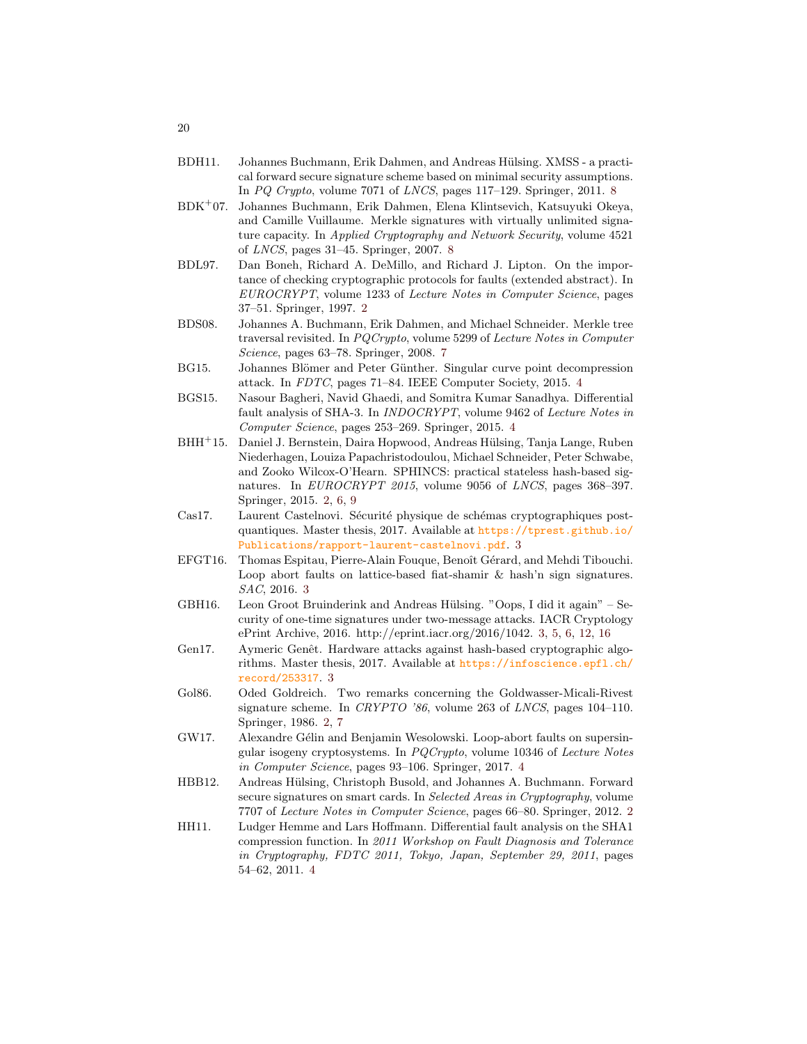BDH11. Johannes Buchmann, Erik Dahmen, and Andreas Hülsing. XMSS - a practical forward secure signature scheme based on minimal security assumptions. In *PQ Crypto*, volume 7071 of *LNCS*, pages 117–129. Springer, 2011. 8

BDK+07. Johannes Buchmann, Erik Dahmen, Elena Klintsevich, Katsuyuki Okeya, and Camille Vuillaume. Merkle signatures with virtually unlimited signature capacity. In *Applied Cryptography and Network Security*, volume 4521 of *LNCS*, pages 31–45. Springer, 2007. 8

BDL97. Dan Boneh, Richard A. DeMillo, and Richard J. Lipton. On the importance of checking cryptographic protocols for faults (extended abstract). In *EUROCRYPT*, volume 1233 of *Lecture Notes in Computer Science*, pages 37–51. Springer, 1997. 2

BDS08. Johannes A. Buchmann, Erik Dahmen, and Michael Schneider. Merkle tree traversal revisited. In *PQCrypto*, volume 5299 of *Lecture Notes in Computer Science*, pages 63–78. Springer, 2008. 7

BG15. Johannes Blömer and Peter Günther. Singular curve point decompression attack. In *FDTC*, pages 71–84. IEEE Computer Society, 2015. 4

BGS15. Nasour Bagheri, Navid Ghaedi, and Somitra Kumar Sanadhya. Differential fault analysis of SHA-3. In *INDOCRYPT*, volume 9462 of *Lecture Notes in Computer Science*, pages 253–269. Springer, 2015. 4

BHH+15. Daniel J. Bernstein, Daira Hopwood, Andreas Hülsing, Tanja Lange, Ruben Niederhagen, Louiza Papachristodoulou, Michael Schneider, Peter Schwabe, and Zooko Wilcox-O'Hearn. SPHINCS: practical stateless hash-based signatures. In *EUROCRYPT 2015*, volume 9056 of *LNCS*, pages 368–397. Springer, 2015. 2, 6, 9

Cas17. Laurent Castelnovi. Sécurité physique de schémas cryptographiques post-quantiques. Master thesis, 2017. Available at https://tprest.github.io/Publications/rapport-laurent-castelnovi.pdf. 3

EFGT16. Thomas Espitau, Pierre-Alain Fouque, Benoît Gérard, and Mehdi Tibouchi. Loop abort faults on lattice-based fiat-shamir & hash'n sign signatures. *SAC*, 2016. 3

GBH16. Leon Groot Bruinderink and Andreas Hülsing. "Oops, I did it again" – Security of one-time signatures under two-message attacks. IACR Cryptology ePrint Archive, 2016. http://eprint.iacr.org/2016/1042. 3, 5, 6, 12, 16

Gen17. Aymeric Genêt. Hardware attacks against hash-based cryptographic algorithms. Master thesis, 2017. Available at https://infoscience.epfl.ch/record/253317. 3

Gol86. Oded Goldreich. Two remarks concerning the Goldwasser-Micali-Rivest signature scheme. In *CRYPTO '86*, volume 263 of *LNCS*, pages 104–110. Springer, 1986. 2, 7

GW17. Alexandre Gélin and Benjamin Wesolowski. Loop-abort faults on supersingular isogeny cryptosystems. In *PQCrypto*, volume 10346 of *Lecture Notes in Computer Science*, pages 93–106. Springer, 2017. 4

HBB12. Andreas Hülsing, Christoph Busold, and Johannes A. Buchmann. Forward secure signatures on smart cards. In *Selected Areas in Cryptography*, volume 7707 of *Lecture Notes in Computer Science*, pages 66–80. Springer, 2012. 2

HH11. Ludger Hemme and Lars Hoffmann. Differential fault analysis on the SHA1 compression function. In *2011 Workshop on Fault Diagnosis and Tolerance in Cryptography, FDTC 2011, Tokyo, Japan, September 29, 2011*, pages 54–62, 2011. 4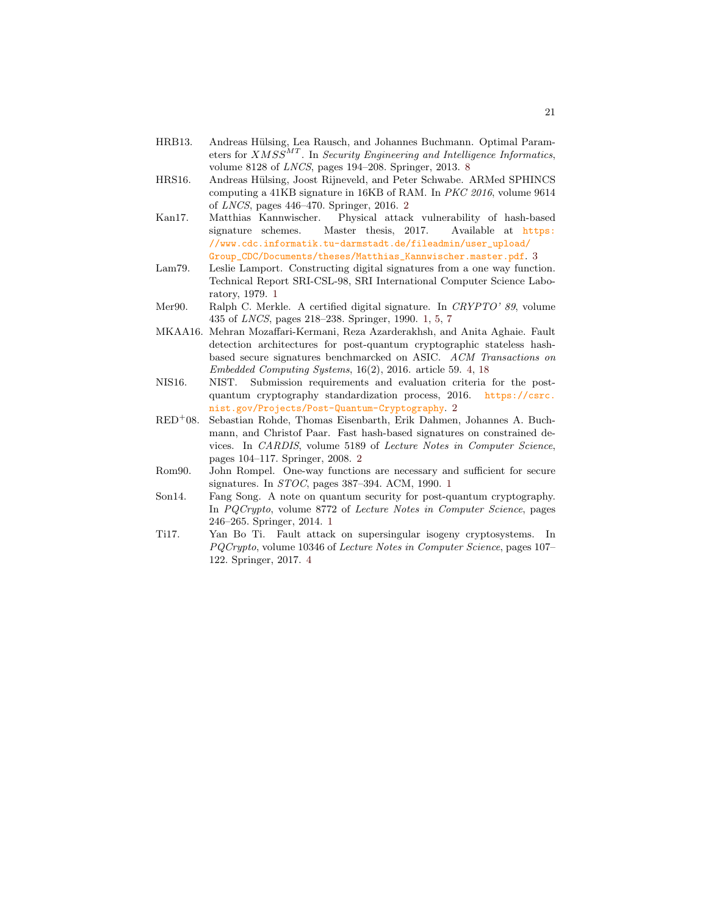HRB13. Andreas Hülsing, Lea Rausch, and Johannes Buchmann. Optimal Parameters for $XMSS^{MT}$. In *Security Engineering and Intelligence Informatics*, volume 8128 of *LNCS*, pages 194–208. Springer, 2013. 8

HRS16. Andreas Hülsing, Joost Rijneveld, and Peter Schwabe. ARMed SPHINCS computing a 41KB signature in 16KB of RAM. In *PKC 2016*, volume 9614 of *LNCS*, pages 446–470. Springer, 2016. 2

Kan17. Matthias Kannwischer. Physical attack vulnerability of hash-based signature schemes. Master thesis, 2017. Available at https://www.cdc.informatik.tu-darmstadt.de/fileadmin/user_upload/Group_CDC/Documents/theses/Matthias_Kannwischer.master.pdf. 3

Lam79. Leslie Lamport. Constructing digital signatures from a one way function. Technical Report SRI-CSL-98, SRI International Computer Science Laboratory, 1979. 1

Mer90. Ralph C. Merkle. A certified digital signature. In *CRYPTO' 89*, volume 435 of *LNCS*, pages 218–238. Springer, 1990. 1, 5, 7

MKAA16. Mehran Mozaffari-Kermani, Reza Azarderakhsh, and Anita Aghaie. Fault detection architectures for post-quantum cryptographic stateless hash-based secure signatures benchmarked on ASIC. *ACM Transactions on Embedded Computing Systems*, 16(2), 2016. article 59. 4, 18

NIS16. NIST. Submission requirements and evaluation criteria for the post-quantum cryptography standardization process, 2016. https://csrc.nist.gov/Projects/Post-Quantum-Cryptography. 2

RED+08. Sebastian Rohde, Thomas Eisenbarth, Erik Dahmen, Johannes A. Buchmann, and Christof Paar. Fast hash-based signatures on constrained devices. In *CARDIS*, volume 5189 of *Lecture Notes in Computer Science*, pages 104–117. Springer, 2008. 2

Rom90. John Rompel. One-way functions are necessary and sufficient for secure signatures. In *STOC*, pages 387–394. ACM, 1990. 1

Son14. Fang Song. A note on quantum security for post-quantum cryptography. In *PQCrypto*, volume 8772 of *Lecture Notes in Computer Science*, pages 246–265. Springer, 2014. 1

Ti17. Yan Bo Ti. Fault attack on supersingular isogeny cryptosystems. In *PQCrypto*, volume 10346 of *Lecture Notes in Computer Science*, pages 107–122. Springer, 2017. 4